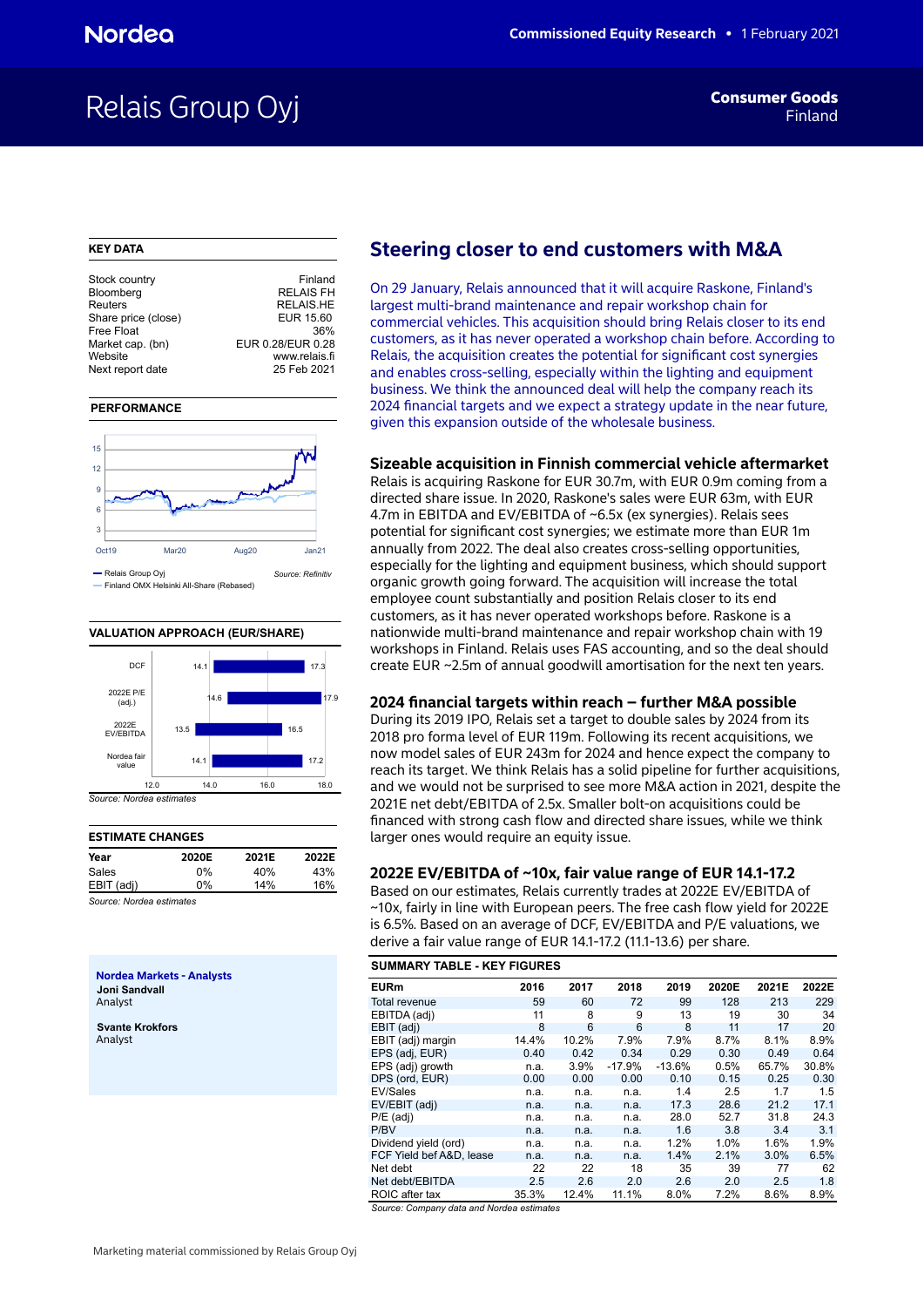Nordea

Commissioned Equity Research • 1 February 2021

# Relais Group Oyj

**Consumer Goods**
Finland

## KEY DATA

| | |
|---|---|
| Stock country | Finland |
| Bloomberg | RELAIS FH |
| Reuters | RELAIS.HE |
| Share price (close) | EUR 15.60 |
| Free Float | 36% |
| Market cap. (bn) | EUR 0.28/EUR 0.28 |
| Website | www.relais.fi |
| Next report date | 25 Feb 2021 |

## PERFORMANCE

Relais Group Oyj
Finland OMX Helsinki All-Share (Rebased)

Source: Refinitiv

## VALUATION APPROACH (EUR/SHARE)

| | Low | High |
|---|---|---|
| DCF | 14.1 | 17.3 |
| 2022E P/E (adj.) | 14.6 | 17.9 |
| 2022E EV/EBITDA | 13.5 | 16.5 |
| Nordea fair value | 14.1 | 17.2 |

*Source: Nordea estimates*

## ESTIMATE CHANGES

| Year | 2020E | 2021E | 2022E |
|---|---|---|---|
| Sales | 0% | 40% | 43% |
| EBIT (adj) | 0% | 14% | 16% |

*Source: Nordea estimates*

**Nordea Markets - Analysts**

**Joni Sandvall**
Analyst

**Svante Krokfors**
Analyst

## Steering closer to end customers with M&A

On 29 January, Relais announced that it will acquire Raskone, Finland's largest multi-brand maintenance and repair workshop chain for commercial vehicles. This acquisition should bring Relais closer to its end customers, as it has never operated a workshop chain before. According to Relais, the acquisition creates the potential for significant cost synergies and enables cross-selling, especially within the lighting and equipment business. We think the announced deal will help the company reach its 2024 financial targets and we expect a strategy update in the near future, given this expansion outside of the wholesale business.

### Sizeable acquisition in Finnish commercial vehicle aftermarket

Relais is acquiring Raskone for EUR 30.7m, with EUR 0.9m coming from a directed share issue. In 2020, Raskone's sales were EUR 63m, with EUR 4.7m in EBITDA and EV/EBITDA of ~6.5x (ex synergies). Relais sees potential for significant cost synergies; we estimate more than EUR 1m annually from 2022. The deal also creates cross-selling opportunities, especially for the lighting and equipment business, which should support organic growth going forward. The acquisition will increase the total employee count substantially and position Relais closer to its end customers, as it has never operated workshops before. Raskone is a nationwide multi-brand maintenance and repair workshop chain with 19 workshops in Finland. Relais uses FAS accounting, and so the deal should create EUR ~2.5m of annual goodwill amortisation for the next ten years.

### 2024 financial targets within reach – further M&A possible

During its 2019 IPO, Relais set a target to double sales by 2024 from its 2018 pro forma level of EUR 119m. Following its recent acquisitions, we now model sales of EUR 243m for 2024 and hence expect the company to reach its target. We think Relais has a solid pipeline for further acquisitions, and we would not be surprised to see more M&A action in 2021, despite the 2021E net debt/EBITDA of 2.5x. Smaller bolt-on acquisitions could be financed with strong cash flow and directed share issues, while we think larger ones would require an equity issue.

### 2022E EV/EBITDA of ~10x, fair value range of EUR 14.1-17.2

Based on our estimates, Relais currently trades at 2022E EV/EBITDA of ~10x, fairly in line with European peers. The free cash flow yield for 2022E is 6.5%. Based on an average of DCF, EV/EBITDA and P/E valuations, we derive a fair value range of EUR 14.1-17.2 (11.1-13.6) per share.

## SUMMARY TABLE - KEY FIGURES

| EURm | 2016 | 2017 | 2018 | 2019 | 2020E | 2021E | 2022E |
|---|---|---|---|---|---|---|---|
| Total revenue | 59 | 60 | 72 | 99 | 128 | 213 | 229 |
| EBITDA (adj) | 11 | 8 | 9 | 13 | 19 | 30 | 34 |
| EBIT (adj) | 8 | 6 | 6 | 8 | 11 | 17 | 20 |
| EBIT (adj) margin | 14.4% | 10.2% | 7.9% | 7.9% | 8.7% | 8.1% | 8.9% |
| EPS (adj, EUR) | 0.40 | 0.42 | 0.34 | 0.29 | 0.30 | 0.49 | 0.64 |
| EPS (adj) growth | n.a. | 3.9% | -17.9% | -13.6% | 0.5% | 65.7% | 30.8% |
| DPS (ord, EUR) | 0.00 | 0.00 | 0.00 | 0.10 | 0.15 | 0.25 | 0.30 |
| EV/Sales | n.a. | n.a. | n.a. | 1.4 | 2.5 | 1.7 | 1.5 |
| EV/EBIT (adj) | n.a. | n.a. | n.a. | 17.3 | 28.6 | 21.2 | 17.1 |
| P/E (adj) | n.a. | n.a. | n.a. | 28.0 | 52.7 | 31.8 | 24.3 |
| P/BV | n.a. | n.a. | n.a. | 1.6 | 3.8 | 3.4 | 3.1 |
| Dividend yield (ord) | n.a. | n.a. | n.a. | 1.2% | 1.0% | 1.6% | 1.9% |
| FCF Yield bef A&D, lease | n.a. | n.a. | n.a. | 1.4% | 2.1% | 3.0% | 6.5% |
| Net debt | 22 | 22 | 18 | 35 | 39 | 77 | 62 |
| Net debt/EBITDA | 2.5 | 2.6 | 2.0 | 2.6 | 2.0 | 2.5 | 1.8 |
| ROIC after tax | 35.3% | 12.4% | 11.1% | 8.0% | 7.2% | 8.6% | 8.9% |

*Source: Company data and Nordea estimates*

Marketing material commissioned by Relais Group Oyj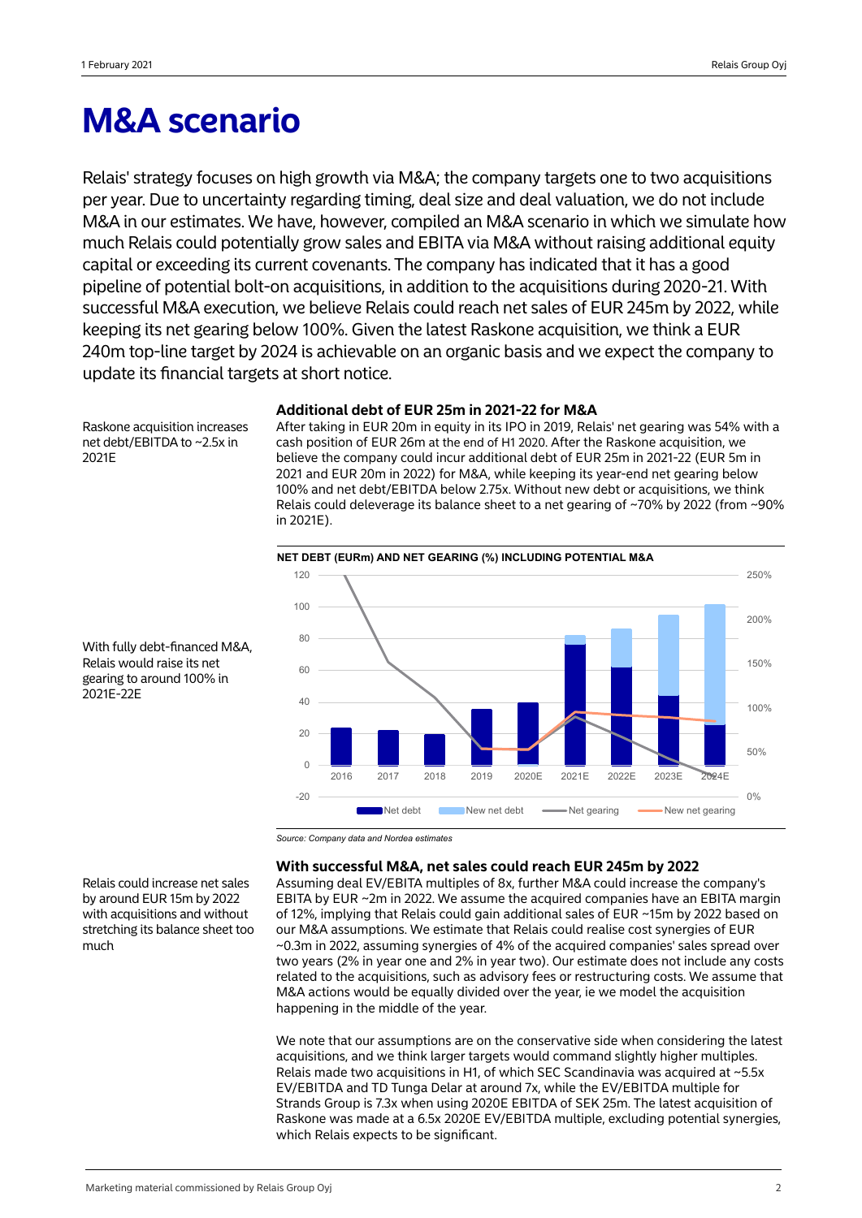# M&A scenario

Relais' strategy focuses on high growth via M&A; the company targets one to two acquisitions per year. Due to uncertainty regarding timing, deal size and deal valuation, we do not include M&A in our estimates. We have, however, compiled an M&A scenario in which we simulate how much Relais could potentially grow sales and EBITA via M&A without raising additional equity capital or exceeding its current covenants. The company has indicated that it has a good pipeline of potential bolt-on acquisitions, in addition to the acquisitions during 2020-21. With successful M&A execution, we believe Relais could reach net sales of EUR 245m by 2022, while keeping its net gearing below 100%. Given the latest Raskone acquisition, we think a EUR 240m top-line target by 2024 is achievable on an organic basis and we expect the company to update its financial targets at short notice.

Raskone acquisition increases net debt/EBITDA to ~2.5x in 2021E

### Additional debt of EUR 25m in 2021-22 for M&A

After taking in EUR 20m in equity in its IPO in 2019, Relais' net gearing was 54% with a cash position of EUR 26m at the end of H1 2020. After the Raskone acquisition, we believe the company could incur additional debt of EUR 25m in 2021-22 (EUR 5m in 2021 and EUR 20m in 2022) for M&A, while keeping its year-end net gearing below 100% and net debt/EBITDA below 2.75x. Without new debt or acquisitions, we think Relais could deleverage its balance sheet to a net gearing of ~70% by 2022 (from ~90% in 2021E).

With fully debt-financed M&A, Relais would raise its net gearing to around 100% in 2021E-22E

**NET DEBT (EURm) AND NET GEARING (%) INCLUDING POTENTIAL M&A**

*Source: Company data and Nordea estimates*

Relais could increase net sales by around EUR 15m by 2022 with acquisitions and without stretching its balance sheet too much

### With successful M&A, net sales could reach EUR 245m by 2022

Assuming deal EV/EBITA multiples of 8x, further M&A could increase the company's EBITA by EUR ~2m in 2022. We assume the acquired companies have an EBITA margin of 12%, implying that Relais could gain additional sales of EUR ~15m by 2022 based on our M&A assumptions. We estimate that Relais could realise cost synergies of EUR ~0.3m in 2022, assuming synergies of 4% of the acquired companies' sales spread over two years (2% in year one and 2% in year two). Our estimate does not include any costs related to the acquisitions, such as advisory fees or restructuring costs. We assume that M&A actions would be equally divided over the year, ie we model the acquisition happening in the middle of the year.

We note that our assumptions are on the conservative side when considering the latest acquisitions, and we think larger targets would command slightly higher multiples. Relais made two acquisitions in H1, of which SEC Scandinavia was acquired at ~5.5x EV/EBITDA and TD Tunga Delar at around 7x, while the EV/EBITDA multiple for Strands Group is 7.3x when using 2020E EBITDA of SEK 25m. The latest acquisition of Raskone was made at a 6.5x 2020E EV/EBITDA multiple, excluding potential synergies, which Relais expects to be significant.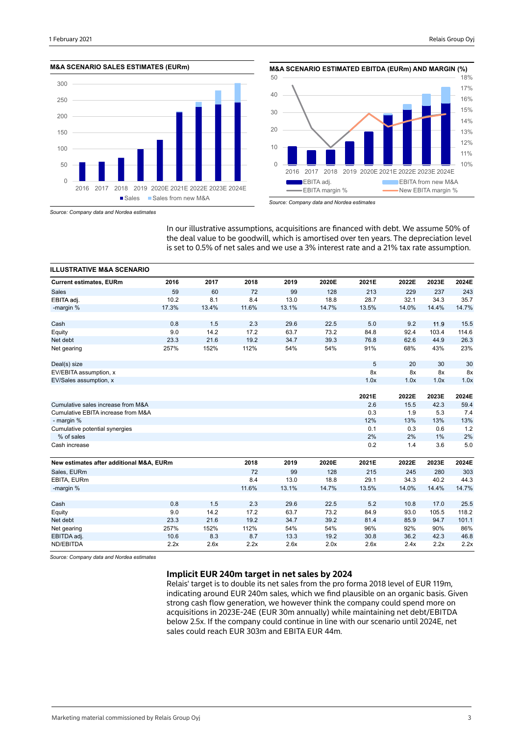**M&A SCENARIO SALES ESTIMATES (EURm)**

Source: Company data and Nordea estimates

**M&A SCENARIO ESTIMATED EBITDA (EURm) AND MARGIN (%)**

Source: Company data and Nordea estimates

In our illustrative assumptions, acquisitions are financed with debt. We assume 50% of the deal value to be goodwill, which is amortised over ten years. The depreciation level is set to 0.5% of net sales and we use a 3% interest rate and a 21% tax rate assumption.

**ILLUSTRATIVE M&A SCENARIO**

| Current estimates, EURm | 2016 | 2017 | 2018 | 2019 | 2020E | 2021E | 2022E | 2023E | 2024E |
|---|---|---|---|---|---|---|---|---|---|
| Sales | 59 | 60 | 72 | 99 | 128 | 213 | 229 | 237 | 243 |
| EBITA adj. | 10.2 | 8.1 | 8.4 | 13.0 | 18.8 | 28.7 | 32.1 | 34.3 | 35.7 |
| -margin % | 17.3% | 13.4% | 11.6% | 13.1% | 14.7% | 13.5% | 14.0% | 14.4% | 14.7% |
| | | | | | | | | | |
| Cash | 0.8 | 1.5 | 2.3 | 29.6 | 22.5 | 5.0 | 9.2 | 11.9 | 15.5 |
| Equity | 9.0 | 14.2 | 17.2 | 63.7 | 73.2 | 84.8 | 92.4 | 103.4 | 114.6 |
| Net debt | 23.3 | 21.6 | 19.2 | 34.7 | 39.3 | 76.8 | 62.6 | 44.9 | 26.3 |
| Net gearing | 257% | 152% | 112% | 54% | 54% | 91% | 68% | 43% | 23% |
| | | | | | | | | | |
| Deal(s) size | | | | | | 5 | 20 | 30 | 30 |
| EV/EBITA assumption, x | | | | | | 8x | 8x | 8x | 8x |
| EV/Sales assumption, x | | | | | | 1.0x | 1.0x | 1.0x | 1.0x |

| | 2021E | 2022E | 2023E | 2024E |
|---|---|---|---|---|
| Cumulative sales increase from M&A | 2.6 | 15.5 | 42.3 | 59.4 |
| Cumulative EBITA increase from M&A | 0.3 | 1.9 | 5.3 | 7.4 |
| - margin % | 12% | 13% | 13% | 13% |
| Cumulative potential synergies | 0.1 | 0.3 | 0.6 | 1.2 |
| % of sales | 2% | 2% | 1% | 2% |
| Cash increase | 0.2 | 1.4 | 3.6 | 5.0 |

| New estimates after additional M&A, EURm | | | 2018 | 2019 | 2020E | 2021E | 2022E | 2023E | 2024E |
|---|---|---|---|---|---|---|---|---|---|
| Sales, EURm | | | 72 | 99 | 128 | 215 | 245 | 280 | 303 |
| EBITA, EURm | | | 8.4 | 13.0 | 18.8 | 29.1 | 34.3 | 40.2 | 44.3 |
| -margin % | | | 11.6% | 13.1% | 14.7% | 13.5% | 14.0% | 14.4% | 14.7% |
| | | | | | | | | | |
| Cash | 0.8 | 1.5 | 2.3 | 29.6 | 22.5 | 5.2 | 10.8 | 17.0 | 25.5 |
| Equity | 9.0 | 14.2 | 17.2 | 63.7 | 73.2 | 84.9 | 93.0 | 105.5 | 118.2 |
| Net debt | 23.3 | 21.6 | 19.2 | 34.7 | 39.2 | 81.4 | 85.9 | 94.7 | 101.1 |
| Net gearing | 257% | 152% | 112% | 54% | 54% | 96% | 92% | 90% | 86% |
| EBITDA adj. | 10.6 | 8.3 | 8.7 | 13.3 | 19.2 | 30.8 | 36.2 | 42.3 | 46.8 |
| ND/EBITDA | 2.2x | 2.6x | 2.2x | 2.6x | 2.0x | 2.6x | 2.4x | 2.2x | 2.2x |

Source: Company data and Nordea estimates

## Implicit EUR 240m target in net sales by 2024

Relais' target is to double its net sales from the pro forma 2018 level of EUR 119m, indicating around EUR 240m sales, which we find plausible on an organic basis. Given strong cash flow generation, we however think the company could spend more on acquisitions in 2023E-24E (EUR 30m annually) while maintaining net debt/EBITDA below 2.5x. If the company could continue in line with our scenario until 2024E, net sales could reach EUR 303m and EBITA EUR 44m.

Marketing material commissioned by Relais Group Oyj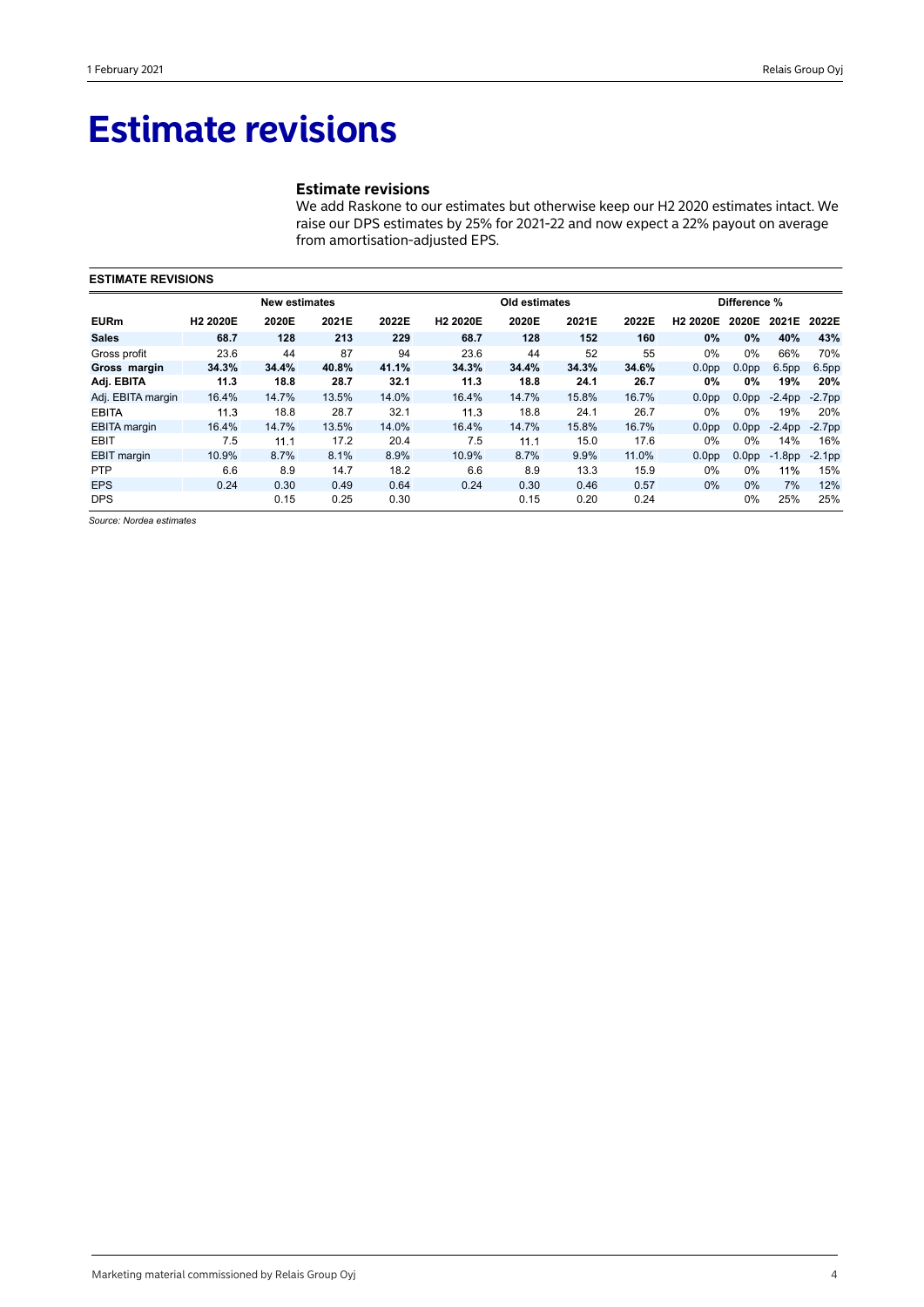# Estimate revisions

### Estimate revisions

We add Raskone to our estimates but otherwise keep our H2 2020 estimates intact. We raise our DPS estimates by 25% for 2021-22 and now expect a 22% payout on average from amortisation-adjusted EPS.

**ESTIMATE REVISIONS**

| | New estimates | | | | Old estimates | | | | Difference % | | | |
|---|---|---|---|---|---|---|---|---|---|---|---|---|
| **EURm** | **H2 2020E** | **2020E** | **2021E** | **2022E** | **H2 2020E** | **2020E** | **2021E** | **2022E** | **H2 2020E** | **2020E** | **2021E** | **2022E** |
| **Sales** | **68.7** | **128** | **213** | **229** | **68.7** | **128** | **152** | **160** | **0%** | **0%** | **40%** | **43%** |
| Gross profit | 23.6 | 44 | 87 | 94 | 23.6 | 44 | 52 | 55 | 0% | 0% | 66% | 70% |
| **Gross margin** | **34.3%** | **34.4%** | **40.8%** | **41.1%** | **34.3%** | **34.4%** | **34.3%** | **34.6%** | 0.0pp | 0.0pp | 6.5pp | 6.5pp |
| **Adj. EBITA** | **11.3** | **18.8** | **28.7** | **32.1** | **11.3** | **18.8** | **24.1** | **26.7** | **0%** | **0%** | **19%** | **20%** |
| Adj. EBITA margin | 16.4% | 14.7% | 13.5% | 14.0% | 16.4% | 14.7% | 15.8% | 16.7% | 0.0pp | 0.0pp | -2.4pp | -2.7pp |
| EBITA | 11.3 | 18.8 | 28.7 | 32.1 | 11.3 | 18.8 | 24.1 | 26.7 | 0% | 0% | 19% | 20% |
| EBITA margin | 16.4% | 14.7% | 13.5% | 14.0% | 16.4% | 14.7% | 15.8% | 16.7% | 0.0pp | 0.0pp | -2.4pp | -2.7pp |
| EBIT | 7.5 | 11.1 | 17.2 | 20.4 | 7.5 | 11.1 | 15.0 | 17.6 | 0% | 0% | 14% | 16% |
| EBIT margin | 10.9% | 8.7% | 8.1% | 8.9% | 10.9% | 8.7% | 9.9% | 11.0% | 0.0pp | 0.0pp | -1.8pp | -2.1pp |
| PTP | 6.6 | 8.9 | 14.7 | 18.2 | 6.6 | 8.9 | 13.3 | 15.9 | 0% | 0% | 11% | 15% |
| EPS | 0.24 | 0.30 | 0.49 | 0.64 | 0.24 | 0.30 | 0.46 | 0.57 | 0% | 0% | 7% | 12% |
| DPS | | 0.15 | 0.25 | 0.30 | | 0.15 | 0.20 | 0.24 | | 0% | 25% | 25% |

*Source: Nordea estimates*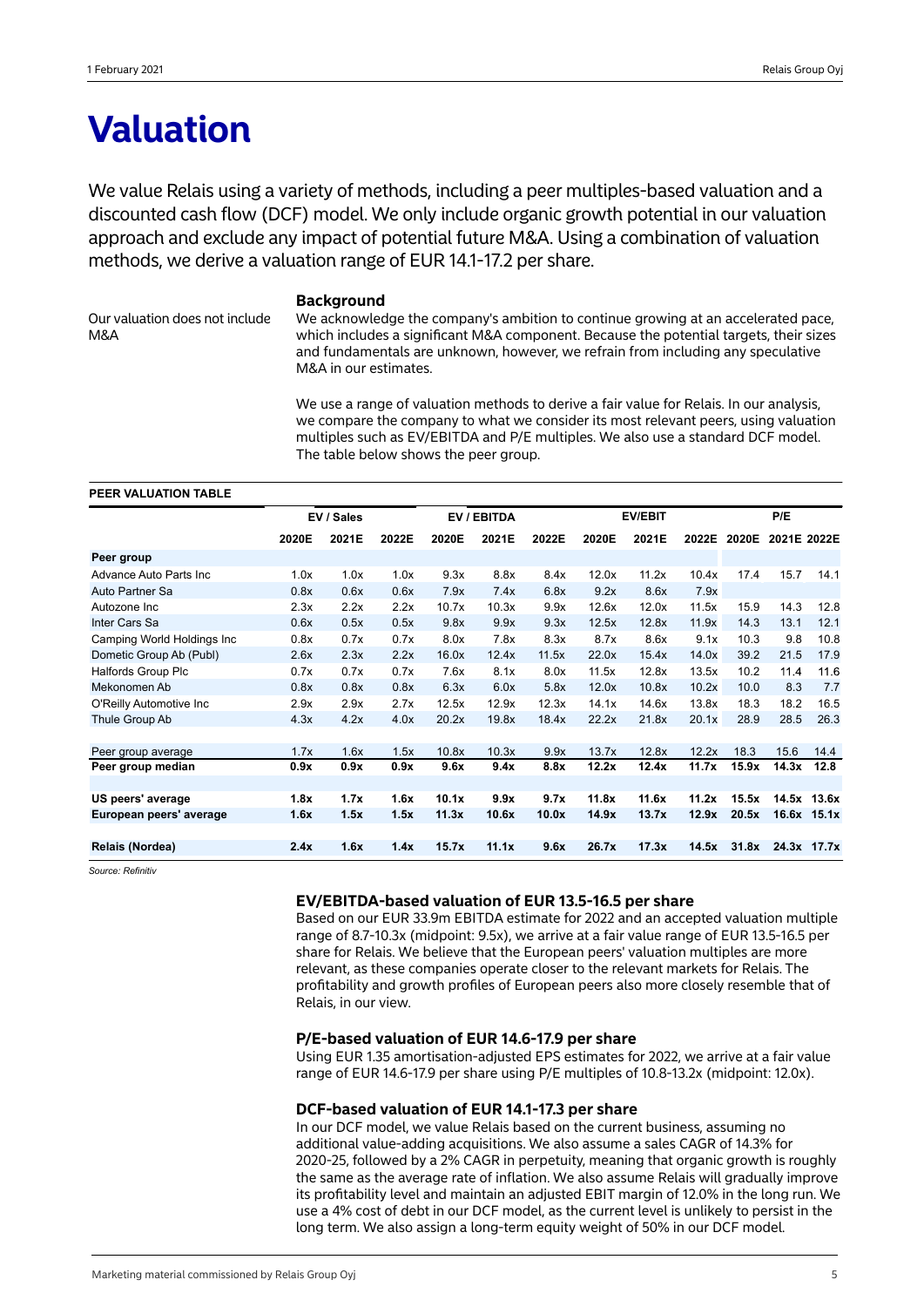# Valuation

We value Relais using a variety of methods, including a peer multiples-based valuation and a discounted cash flow (DCF) model. We only include organic growth potential in our valuation approach and exclude any impact of potential future M&A. Using a combination of valuation methods, we derive a valuation range of EUR 14.1-17.2 per share.

Our valuation does not include M&A

### Background

We acknowledge the company's ambition to continue growing at an accelerated pace, which includes a significant M&A component. Because the potential targets, their sizes and fundamentals are unknown, however, we refrain from including any speculative M&A in our estimates.

We use a range of valuation methods to derive a fair value for Relais. In our analysis, we compare the company to what we consider its most relevant peers, using valuation multiples such as EV/EBITDA and P/E multiples. We also use a standard DCF model. The table below shows the peer group.

**PEER VALUATION TABLE**

| | EV / Sales | | | EV / EBITDA | | | EV/EBIT | | | P/E | | |
|---|---|---|---|---|---|---|---|---|---|---|---|---|
| | 2020E | 2021E | 2022E | 2020E | 2021E | 2022E | 2020E | 2021E | 2022E | 2020E | 2021E | 2022E |
| **Peer group** | | | | | | | | | | | | |
| Advance Auto Parts Inc | 1.0x | 1.0x | 1.0x | 9.3x | 8.8x | 8.4x | 12.0x | 11.2x | 10.4x | 17.4 | 15.7 | 14.1 |
| Auto Partner Sa | 0.8x | 0.6x | 0.6x | 7.9x | 7.4x | 6.8x | 9.2x | 8.6x | 7.9x | | | |
| Autozone Inc | 2.3x | 2.2x | 2.2x | 10.7x | 10.3x | 9.9x | 12.6x | 12.0x | 11.5x | 15.9 | 14.3 | 12.8 |
| Inter Cars Sa | 0.6x | 0.5x | 0.5x | 9.8x | 9.9x | 9.3x | 12.5x | 12.8x | 11.9x | 14.3 | 13.1 | 12.1 |
| Camping World Holdings Inc | 0.8x | 0.7x | 0.7x | 8.0x | 7.8x | 8.3x | 8.7x | 8.6x | 9.1x | 10.3 | 9.8 | 10.8 |
| Dometic Group Ab (Publ) | 2.6x | 2.3x | 2.2x | 16.0x | 12.4x | 11.5x | 22.0x | 15.4x | 14.0x | 39.2 | 21.5 | 17.9 |
| Halfords Group Plc | 0.7x | 0.7x | 0.7x | 7.6x | 8.1x | 8.0x | 11.5x | 12.8x | 13.5x | 10.2 | 11.4 | 11.6 |
| Mekonomen Ab | 0.8x | 0.8x | 0.8x | 6.3x | 6.0x | 5.8x | 12.0x | 10.8x | 10.2x | 10.0 | 8.3 | 7.7 |
| O'Reilly Automotive Inc | 2.9x | 2.9x | 2.7x | 12.5x | 12.9x | 12.3x | 14.1x | 14.6x | 13.8x | 18.3 | 18.2 | 16.5 |
| Thule Group Ab | 4.3x | 4.2x | 4.0x | 20.2x | 19.8x | 18.4x | 22.2x | 21.8x | 20.1x | 28.9 | 28.5 | 26.3 |
| | | | | | | | | | | | | |
| Peer group average | 1.7x | 1.6x | 1.5x | 10.8x | 10.3x | 9.9x | 13.7x | 12.8x | 12.2x | 18.3 | 15.6 | 14.4 |
| **Peer group median** | **0.9x** | **0.9x** | **0.9x** | **9.6x** | **9.4x** | **8.8x** | **12.2x** | **12.4x** | **11.7x** | **15.9x** | **14.3x** | **12.8** |
| | | | | | | | | | | | | |
| **US peers' average** | **1.8x** | **1.7x** | **1.6x** | **10.1x** | **9.9x** | **9.7x** | **11.8x** | **11.6x** | **11.2x** | **15.5x** | **14.5x** | **13.6x** |
| **European peers' average** | **1.6x** | **1.5x** | **1.5x** | **11.3x** | **10.6x** | **10.0x** | **14.9x** | **13.7x** | **12.9x** | **20.5x** | **16.6x** | **15.1x** |
| | | | | | | | | | | | | |
| **Relais (Nordea)** | **2.4x** | **1.6x** | **1.4x** | **15.7x** | **11.1x** | **9.6x** | **26.7x** | **17.3x** | **14.5x** | **31.8x** | **24.3x** | **17.7x** |

*Source: Refinitiv*

### EV/EBITDA-based valuation of EUR 13.5-16.5 per share

Based on our EUR 33.9m EBITDA estimate for 2022 and an accepted valuation multiple range of 8.7-10.3x (midpoint: 9.5x), we arrive at a fair value range of EUR 13.5-16.5 per share for Relais. We believe that the European peers' valuation multiples are more relevant, as these companies operate closer to the relevant markets for Relais. The profitability and growth profiles of European peers also more closely resemble that of Relais, in our view.

### P/E-based valuation of EUR 14.6-17.9 per share

Using EUR 1.35 amortisation-adjusted EPS estimates for 2022, we arrive at a fair value range of EUR 14.6-17.9 per share using P/E multiples of 10.8-13.2x (midpoint: 12.0x).

### DCF-based valuation of EUR 14.1-17.3 per share

In our DCF model, we value Relais based on the current business, assuming no additional value-adding acquisitions. We also assume a sales CAGR of 14.3% for 2020-25, followed by a 2% CAGR in perpetuity, meaning that organic growth is roughly the same as the average rate of inflation. We also assume Relais will gradually improve its profitability level and maintain an adjusted EBIT margin of 12.0% in the long run. We use a 4% cost of debt in our DCF model, as the current level is unlikely to persist in the long term. We also assign a long-term equity weight of 50% in our DCF model.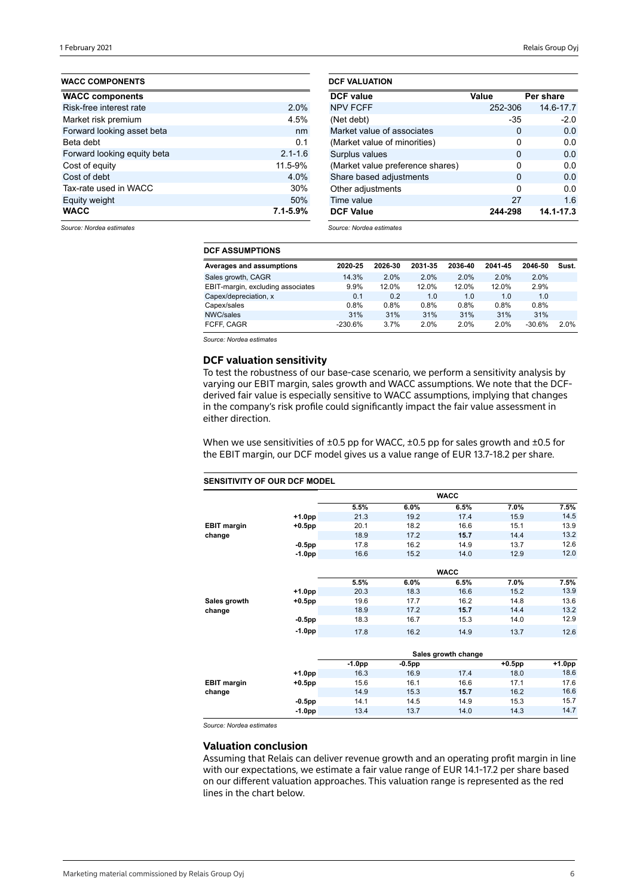**WACC COMPONENTS**

| WACC components | |
|---|---|
| Risk-free interest rate | 2.0% |
| Market risk premium | 4.5% |
| Forward looking asset beta | nm |
| Beta debt | 0.1 |
| Forward looking equity beta | 2.1-1.6 |
| Cost of equity | 11.5-9% |
| Cost of debt | 4.0% |
| Tax-rate used in WACC | 30% |
| Equity weight | 50% |
| **WACC** | **7.1-5.9%** |

*Source: Nordea estimates*

**DCF VALUATION**

| DCF value | Value | Per share |
|---|---|---|
| NPV FCFF | 252-306 | 14.6-17.7 |
| (Net debt) | -35 | -2.0 |
| Market value of associates | 0 | 0.0 |
| (Market value of minorities) | 0 | 0.0 |
| Surplus values | 0 | 0.0 |
| (Market value preference shares) | 0 | 0.0 |
| Share based adjustments | 0 | 0.0 |
| Other adjustments | 0 | 0.0 |
| Time value | 27 | 1.6 |
| **DCF Value** | **244-298** | **14.1-17.3** |

*Source: Nordea estimates*

**DCF ASSUMPTIONS**

| Averages and assumptions | 2020-25 | 2026-30 | 2031-35 | 2036-40 | 2041-45 | 2046-50 | Sust. |
|---|---|---|---|---|---|---|---|
| Sales growth, CAGR | 14.3% | 2.0% | 2.0% | 2.0% | 2.0% | 2.0% | |
| EBIT-margin, excluding associates | 9.9% | 12.0% | 12.0% | 12.0% | 12.0% | 2.9% | |
| Capex/depreciation, x | 0.1 | 0.2 | 1.0 | 1.0 | 1.0 | 1.0 | |
| Capex/sales | 0.8% | 0.8% | 0.8% | 0.8% | 0.8% | 0.8% | |
| NWC/sales | 31% | 31% | 31% | 31% | 31% | 31% | |
| FCFF, CAGR | -230.6% | 3.7% | 2.0% | 2.0% | 2.0% | -30.6% | 2.0% |

*Source: Nordea estimates*

## DCF valuation sensitivity

To test the robustness of our base-case scenario, we perform a sensitivity analysis by varying our EBIT margin, sales growth and WACC assumptions. We note that the DCF-derived fair value is especially sensitive to WACC assumptions, implying that changes in the company's risk profile could significantly impact the fair value assessment in either direction.

When we use sensitivities of ±0.5 pp for WACC, ±0.5 pp for sales growth and ±0.5 for the EBIT margin, our DCF model gives us a value range of EUR 13.7-18.2 per share.

**SENSITIVITY OF OUR DCF MODEL**

| | | WACC | | | | |
|---|---|---|---|---|---|---|
| | | 5.5% | 6.0% | 6.5% | 7.0% | 7.5% |
| EBIT margin change | +1.0pp | 21.3 | 19.2 | 17.4 | 15.9 | 14.5 |
| | +0.5pp | 20.1 | 18.2 | 16.6 | 15.1 | 13.9 |
| | | 18.9 | 17.2 | **15.7** | 14.4 | 13.2 |
| | -0.5pp | 17.8 | 16.2 | 14.9 | 13.7 | 12.6 |
| | -1.0pp | 16.6 | 15.2 | 14.0 | 12.9 | 12.0 |

| | | WACC | | | | |
|---|---|---|---|---|---|---|
| | | 5.5% | 6.0% | 6.5% | 7.0% | 7.5% |
| Sales growth change | +1.0pp | 20.3 | 18.3 | 16.6 | 15.2 | 13.9 |
| | +0.5pp | 19.6 | 17.7 | 16.2 | 14.8 | 13.6 |
| | | 18.9 | 17.2 | **15.7** | 14.4 | 13.2 |
| | -0.5pp | 18.3 | 16.7 | 15.3 | 14.0 | 12.9 |
| | -1.0pp | 17.8 | 16.2 | 14.9 | 13.7 | 12.6 |

| | | Sales growth change | | | | |
|---|---|---|---|---|---|---|
| | | -1.0pp | -0.5pp | | +0.5pp | +1.0pp |
| EBIT margin change | +1.0pp | 16.3 | 16.9 | 17.4 | 18.0 | 18.6 |
| | +0.5pp | 15.6 | 16.1 | 16.6 | 17.1 | 17.6 |
| | | 14.9 | 15.3 | **15.7** | 16.2 | 16.6 |
| | -0.5pp | 14.1 | 14.5 | 14.9 | 15.3 | 15.7 |
| | -1.0pp | 13.4 | 13.7 | 14.0 | 14.3 | 14.7 |

*Source: Nordea estimates*

## Valuation conclusion

Assuming that Relais can deliver revenue growth and an operating profit margin in line with our expectations, we estimate a fair value range of EUR 14.1-17.2 per share based on our different valuation approaches. This valuation range is represented as the red lines in the chart below.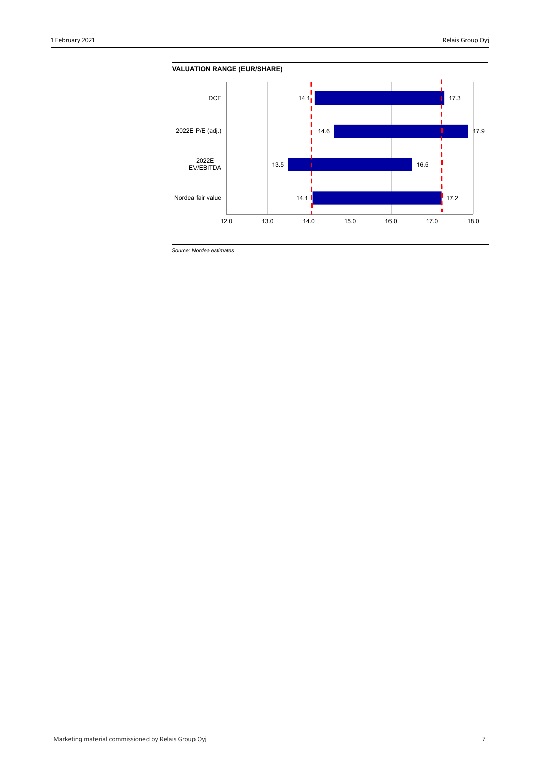**VALUATION RANGE (EUR/SHARE)**

| | Low | High |
|---|---|---|
| DCF | 14.1 | 17.3 |
| 2022E P/E (adj.) | 14.6 | 17.9 |
| 2022E EV/EBITDA | 13.5 | 16.5 |
| Nordea fair value | 14.1 | 17.2 |

*Source: Nordea estimates*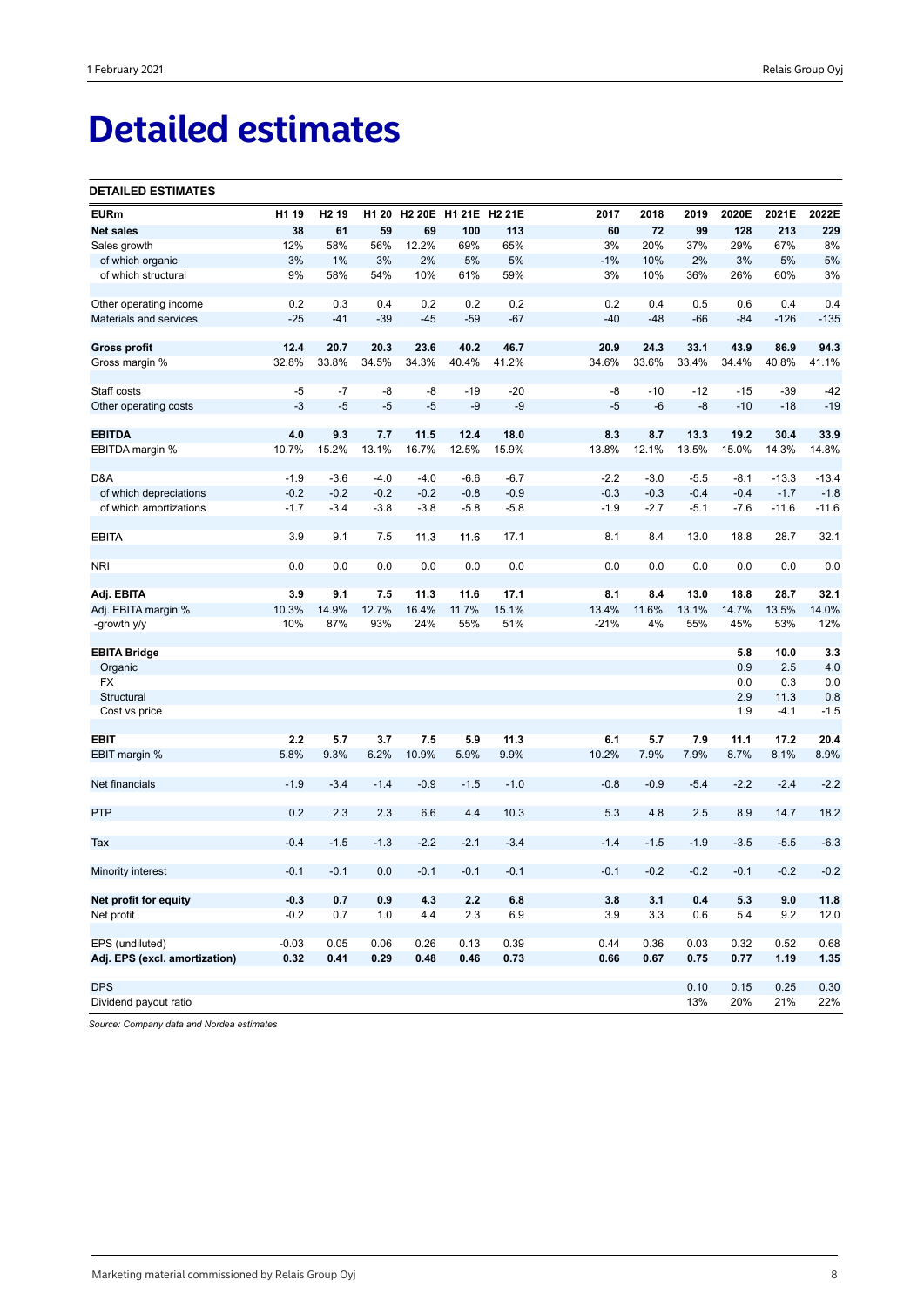# Detailed estimates

**DETAILED ESTIMATES**

| EURm | H1 19 | H2 19 | H1 20 | H2 20E | H1 21E | H2 21E | 2017 | 2018 | 2019 | 2020E | 2021E | 2022E |
|---|---|---|---|---|---|---|---|---|---|---|---|---|
| **Net sales** | **38** | **61** | **59** | **69** | **100** | **113** | **60** | **72** | **99** | **128** | **213** | **229** |
| Sales growth | 12% | 58% | 56% | 12.2% | 69% | 65% | 3% | 20% | 37% | 29% | 67% | 8% |
| of which organic | 3% | 1% | 3% | 2% | 5% | 5% | -1% | 10% | 2% | 3% | 5% | 5% |
| of which structural | 9% | 58% | 54% | 10% | 61% | 59% | 3% | 10% | 36% | 26% | 60% | 3% |
| | | | | | | | | | | | | |
| Other operating income | 0.2 | 0.3 | 0.4 | 0.2 | 0.2 | 0.2 | 0.2 | 0.4 | 0.5 | 0.6 | 0.4 | 0.4 |
| Materials and services | -25 | -41 | -39 | -45 | -59 | -67 | -40 | -48 | -66 | -84 | -126 | -135 |
| | | | | | | | | | | | | |
| **Gross profit** | **12.4** | **20.7** | **20.3** | **23.6** | **40.2** | **46.7** | **20.9** | **24.3** | **33.1** | **43.9** | **86.9** | **94.3** |
| Gross margin % | 32.8% | 33.8% | 34.5% | 34.3% | 40.4% | 41.2% | 34.6% | 33.6% | 33.4% | 34.4% | 40.8% | 41.1% |
| | | | | | | | | | | | | |
| Staff costs | -5 | -7 | -8 | -8 | -19 | -20 | -8 | -10 | -12 | -15 | -39 | -42 |
| Other operating costs | -3 | -5 | -5 | -5 | -9 | -9 | -5 | -6 | -8 | -10 | -18 | -19 |
| | | | | | | | | | | | | |
| **EBITDA** | **4.0** | **9.3** | **7.7** | **11.5** | **12.4** | **18.0** | **8.3** | **8.7** | **13.3** | **19.2** | **30.4** | **33.9** |
| EBITDA margin % | 10.7% | 15.2% | 13.1% | 16.7% | 12.5% | 15.9% | 13.8% | 12.1% | 13.5% | 15.0% | 14.3% | 14.8% |
| | | | | | | | | | | | | |
| D&A | -1.9 | -3.6 | -4.0 | -4.0 | -6.6 | -6.7 | -2.2 | -3.0 | -5.5 | -8.1 | -13.3 | -13.4 |
| of which depreciations | -0.2 | -0.2 | -0.2 | -0.2 | -0.8 | -0.9 | -0.3 | -0.3 | -0.4 | -0.4 | -1.7 | -1.8 |
| of which amortizations | -1.7 | -3.4 | -3.8 | -3.8 | -5.8 | -5.8 | -1.9 | -2.7 | -5.1 | -7.6 | -11.6 | -11.6 |
| | | | | | | | | | | | | |
| EBITA | 3.9 | 9.1 | 7.5 | 11.3 | 11.6 | 17.1 | 8.1 | 8.4 | 13.0 | 18.8 | 28.7 | 32.1 |
| | | | | | | | | | | | | |
| NRI | 0.0 | 0.0 | 0.0 | 0.0 | 0.0 | 0.0 | 0.0 | 0.0 | 0.0 | 0.0 | 0.0 | 0.0 |
| | | | | | | | | | | | | |
| **Adj. EBITA** | **3.9** | **9.1** | **7.5** | **11.3** | **11.6** | **17.1** | **8.1** | **8.4** | **13.0** | **18.8** | **28.7** | **32.1** |
| Adj. EBITA margin % | 10.3% | 14.9% | 12.7% | 16.4% | 11.7% | 15.1% | 13.4% | 11.6% | 13.1% | 14.7% | 13.5% | 14.0% |
| -growth y/y | 10% | 87% | 93% | 24% | 55% | 51% | -21% | 4% | 55% | 45% | 53% | 12% |
| | | | | | | | | | | | | |
| **EBITA Bridge** | | | | | | | | | | **5.8** | **10.0** | **3.3** |
| Organic | | | | | | | | | | 0.9 | 2.5 | 4.0 |
| FX | | | | | | | | | | 0.0 | 0.3 | 0.0 |
| Structural | | | | | | | | | | 2.9 | 11.3 | 0.8 |
| Cost vs price | | | | | | | | | | 1.9 | -4.1 | -1.5 |
| | | | | | | | | | | | | |
| **EBIT** | **2.2** | **5.7** | **3.7** | **7.5** | **5.9** | **11.3** | **6.1** | **5.7** | **7.9** | **11.1** | **17.2** | **20.4** |
| EBIT margin % | 5.8% | 9.3% | 6.2% | 10.9% | 5.9% | 9.9% | 10.2% | 7.9% | 7.9% | 8.7% | 8.1% | 8.9% |
| | | | | | | | | | | | | |
| Net financials | -1.9 | -3.4 | -1.4 | -0.9 | -1.5 | -1.0 | -0.8 | -0.9 | -5.4 | -2.2 | -2.4 | -2.2 |
| | | | | | | | | | | | | |
| PTP | 0.2 | 2.3 | 2.3 | 6.6 | 4.4 | 10.3 | 5.3 | 4.8 | 2.5 | 8.9 | 14.7 | 18.2 |
| | | | | | | | | | | | | |
| Tax | -0.4 | -1.5 | -1.3 | -2.2 | -2.1 | -3.4 | -1.4 | -1.5 | -1.9 | -3.5 | -5.5 | -6.3 |
| | | | | | | | | | | | | |
| Minority interest | -0.1 | -0.1 | 0.0 | -0.1 | -0.1 | -0.1 | -0.1 | -0.2 | -0.2 | -0.1 | -0.2 | -0.2 |
| | | | | | | | | | | | | |
| **Net profit for equity** | **-0.3** | **0.7** | **0.9** | **4.3** | **2.2** | **6.8** | **3.8** | **3.1** | **0.4** | **5.3** | **9.0** | **11.8** |
| Net profit | -0.2 | 0.7 | 1.0 | 4.4 | 2.3 | 6.9 | 3.9 | 3.3 | 0.6 | 5.4 | 9.2 | 12.0 |
| | | | | | | | | | | | | |
| EPS (undiluted) | -0.03 | 0.05 | 0.06 | 0.26 | 0.13 | 0.39 | 0.44 | 0.36 | 0.03 | 0.32 | 0.52 | 0.68 |
| **Adj. EPS (excl. amortization)** | **0.32** | **0.41** | **0.29** | **0.48** | **0.46** | **0.73** | **0.66** | **0.67** | **0.75** | **0.77** | **1.19** | **1.35** |
| | | | | | | | | | | | | |
| DPS | | | | | | | | | 0.10 | 0.15 | 0.25 | 0.30 |
| Dividend payout ratio | | | | | | | | | 13% | 20% | 21% | 22% |

*Source: Company data and Nordea estimates*

Marketing material commissioned by Relais Group Oyj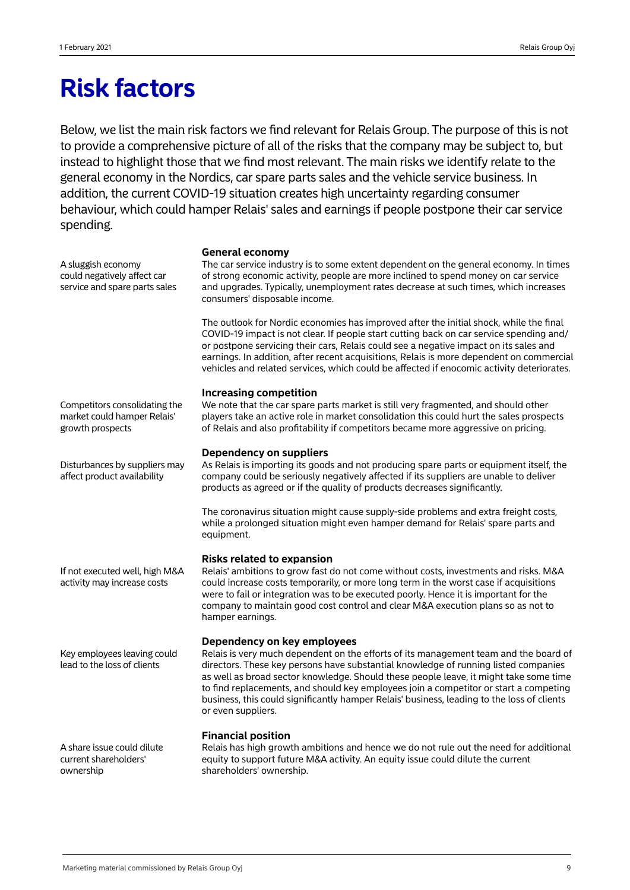# Risk factors

Below, we list the main risk factors we find relevant for Relais Group. The purpose of this is not to provide a comprehensive picture of all of the risks that the company may be subject to, but instead to highlight those that we find most relevant. The main risks we identify relate to the general economy in the Nordics, car spare parts sales and the vehicle service business. In addition, the current COVID-19 situation creates high uncertainty regarding consumer behaviour, which could hamper Relais' sales and earnings if people postpone their car service spending.

### General economy

A sluggish economy could negatively affect car service and spare parts sales

The car service industry is to some extent dependent on the general economy. In times of strong economic activity, people are more inclined to spend money on car service and upgrades. Typically, unemployment rates decrease at such times, which increases consumers' disposable income.

The outlook for Nordic economies has improved after the initial shock, while the final COVID-19 impact is not clear. If people start cutting back on car service spending and/or postpone servicing their cars, Relais could see a negative impact on its sales and earnings. In addition, after recent acquisitions, Relais is more dependent on commercial vehicles and related services, which could be affected if enocomic activity deteriorates.

### Increasing competition

Competitors consolidating the market could hamper Relais' growth prospects

We note that the car spare parts market is still very fragmented, and should other players take an active role in market consolidation this could hurt the sales prospects of Relais and also profitability if competitors became more aggressive on pricing.

### Dependency on suppliers

Disturbances by suppliers may affect product availability

As Relais is importing its goods and not producing spare parts or equipment itself, the company could be seriously negatively affected if its suppliers are unable to deliver products as agreed or if the quality of products decreases significantly.

The coronavirus situation might cause supply-side problems and extra freight costs, while a prolonged situation might even hamper demand for Relais' spare parts and equipment.

### Risks related to expansion

If not executed well, high M&A activity may increase costs

Relais' ambitions to grow fast do not come without costs, investments and risks. M&A could increase costs temporarily, or more long term in the worst case if acquisitions were to fail or integration was to be executed poorly. Hence it is important for the company to maintain good cost control and clear M&A execution plans so as not to hamper earnings.

### Dependency on key employees

Key employees leaving could lead to the loss of clients

Relais is very much dependent on the efforts of its management team and the board of directors. These key persons have substantial knowledge of running listed companies as well as broad sector knowledge. Should these people leave, it might take some time to find replacements, and should key employees join a competitor or start a competing business, this could significantly hamper Relais' business, leading to the loss of clients or even suppliers.

### Financial position

A share issue could dilute current shareholders' ownership

Relais has high growth ambitions and hence we do not rule out the need for additional equity to support future M&A activity. An equity issue could dilute the current shareholders' ownership.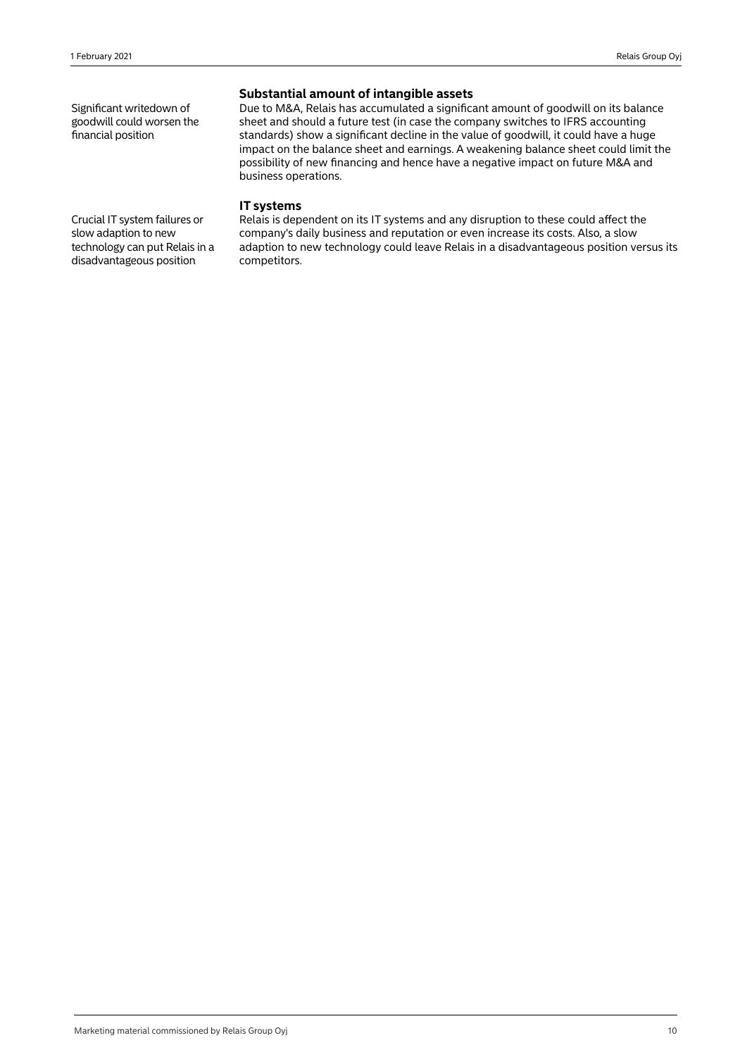Significant writedown of goodwill could worsen the financial position

### Substantial amount of intangible assets

Due to M&A, Relais has accumulated a significant amount of goodwill on its balance sheet and should a future test (in case the company switches to IFRS accounting standards) show a significant decline in the value of goodwill, it could have a huge impact on the balance sheet and earnings. A weakening balance sheet could limit the possibility of new financing and hence have a negative impact on future M&A and business operations.

Crucial IT system failures or slow adaption to new technology can put Relais in a disadvantageous position

### IT systems

Relais is dependent on its IT systems and any disruption to these could affect the company's daily business and reputation or even increase its costs. Also, a slow adaption to new technology could leave Relais in a disadvantageous position versus its competitors.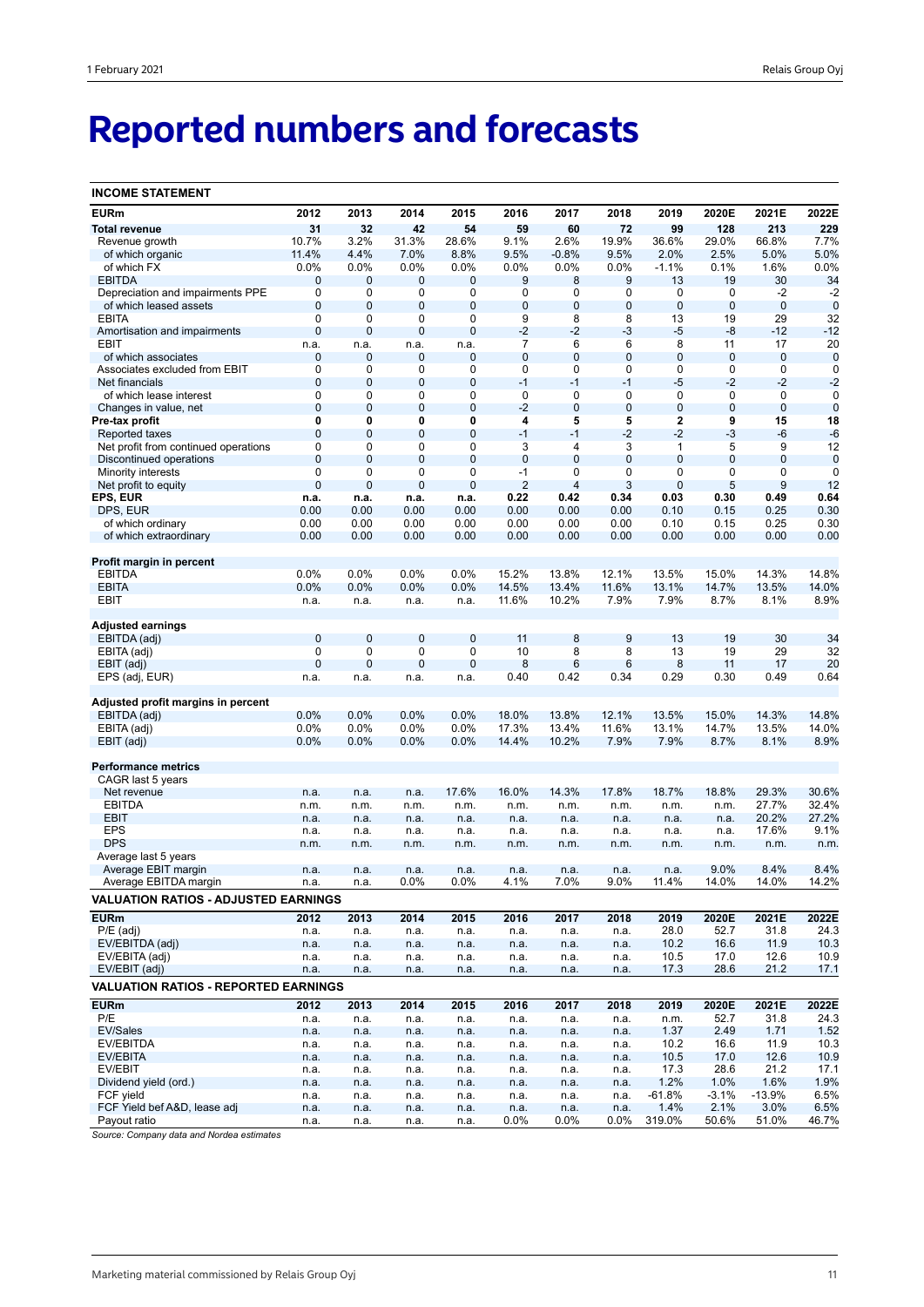# Reported numbers and forecasts

**INCOME STATEMENT**

| EURm | 2012 | 2013 | 2014 | 2015 | 2016 | 2017 | 2018 | 2019 | 2020E | 2021E | 2022E |
|---|---|---|---|---|---|---|---|---|---|---|---|
| **Total revenue** | **31** | **32** | **42** | **54** | **59** | **60** | **72** | **99** | **128** | **213** | **229** |
| Revenue growth | 10.7% | 3.2% | 31.3% | 28.6% | 9.1% | 2.6% | 19.9% | 36.6% | 29.0% | 66.8% | 7.7% |
| of which organic | 11.4% | 4.4% | 7.0% | 8.8% | 9.5% | -0.8% | 9.5% | 2.0% | 2.5% | 5.0% | 5.0% |
| of which FX | 0.0% | 0.0% | 0.0% | 0.0% | 0.0% | 0.0% | 0.0% | -1.1% | 0.1% | 1.6% | 0.0% |
| EBITDA | 0 | 0 | 0 | 0 | 9 | 8 | 9 | 13 | 19 | 30 | 34 |
| Depreciation and impairments PPE | 0 | 0 | 0 | 0 | 0 | 0 | 0 | 0 | 0 | -2 | -2 |
| of which leased assets | 0 | 0 | 0 | 0 | 0 | 0 | 0 | 0 | 0 | 0 | 0 |
| EBITA | 0 | 0 | 0 | 0 | 9 | 8 | 8 | 13 | 19 | 29 | 32 |
| Amortisation and impairments | 0 | 0 | 0 | 0 | -2 | -2 | -3 | -5 | -8 | -12 | -12 |
| EBIT | n.a. | n.a. | n.a. | n.a. | 7 | 6 | 6 | 8 | 11 | 17 | 20 |
| of which associates | 0 | 0 | 0 | 0 | 0 | 0 | 0 | 0 | 0 | 0 | 0 |
| Associates excluded from EBIT | 0 | 0 | 0 | 0 | 0 | 0 | 0 | 0 | 0 | 0 | 0 |
| Net financials | 0 | 0 | 0 | 0 | -1 | -1 | -1 | -5 | -2 | -2 | -2 |
| of which lease interest | 0 | 0 | 0 | 0 | 0 | 0 | 0 | 0 | 0 | 0 | 0 |
| Changes in value, net | 0 | 0 | 0 | 0 | -2 | 0 | 0 | 0 | 0 | 0 | 0 |
| **Pre-tax profit** | **0** | **0** | **0** | **0** | **4** | **5** | **5** | **2** | **9** | **15** | **18** |
| Reported taxes | 0 | 0 | 0 | 0 | -1 | -1 | -2 | -2 | -3 | -6 | -6 |
| Net profit from continued operations | 0 | 0 | 0 | 0 | 3 | 4 | 3 | 1 | 5 | 9 | 12 |
| Discontinued operations | 0 | 0 | 0 | 0 | 0 | 0 | 0 | 0 | 0 | 0 | 0 |
| Minority interests | 0 | 0 | 0 | 0 | -1 | 0 | 0 | 0 | 0 | 0 | 0 |
| Net profit to equity | 0 | 0 | 0 | 0 | 2 | 4 | 3 | 0 | 5 | 9 | 12 |
| **EPS, EUR** | **n.a.** | **n.a.** | **n.a.** | **n.a.** | **0.22** | **0.42** | **0.34** | **0.03** | **0.30** | **0.49** | **0.64** |
| DPS, EUR | 0.00 | 0.00 | 0.00 | 0.00 | 0.00 | 0.00 | 0.00 | 0.10 | 0.15 | 0.25 | 0.30 |
| of which ordinary | 0.00 | 0.00 | 0.00 | 0.00 | 0.00 | 0.00 | 0.00 | 0.10 | 0.15 | 0.25 | 0.30 |
| of which extraordinary | 0.00 | 0.00 | 0.00 | 0.00 | 0.00 | 0.00 | 0.00 | 0.00 | 0.00 | 0.00 | 0.00 |
| | | | | | | | | | | | |
| **Profit margin in percent** | | | | | | | | | | | |
| EBITDA | 0.0% | 0.0% | 0.0% | 0.0% | 15.2% | 13.8% | 12.1% | 13.5% | 15.0% | 14.3% | 14.8% |
| EBITA | 0.0% | 0.0% | 0.0% | 0.0% | 14.5% | 13.4% | 11.6% | 13.1% | 14.7% | 13.5% | 14.0% |
| EBIT | n.a. | n.a. | n.a. | n.a. | 11.6% | 10.2% | 7.9% | 7.9% | 8.7% | 8.1% | 8.9% |
| | | | | | | | | | | | |
| **Adjusted earnings** | | | | | | | | | | | |
| EBITDA (adj) | 0 | 0 | 0 | 0 | 11 | 8 | 9 | 13 | 19 | 30 | 34 |
| EBITA (adj) | 0 | 0 | 0 | 0 | 10 | 8 | 8 | 13 | 19 | 29 | 32 |
| EBIT (adj) | 0 | 0 | 0 | 0 | 8 | 6 | 6 | 8 | 11 | 17 | 20 |
| EPS (adj, EUR) | n.a. | n.a. | n.a. | n.a. | 0.40 | 0.42 | 0.34 | 0.29 | 0.30 | 0.49 | 0.64 |
| | | | | | | | | | | | |
| **Adjusted profit margins in percent** | | | | | | | | | | | |
| EBITDA (adj) | 0.0% | 0.0% | 0.0% | 0.0% | 18.0% | 13.8% | 12.1% | 13.5% | 15.0% | 14.3% | 14.8% |
| EBITA (adj) | 0.0% | 0.0% | 0.0% | 0.0% | 17.3% | 13.4% | 11.6% | 13.1% | 14.7% | 13.5% | 14.0% |
| EBIT (adj) | 0.0% | 0.0% | 0.0% | 0.0% | 14.4% | 10.2% | 7.9% | 7.9% | 8.7% | 8.1% | 8.9% |
| | | | | | | | | | | | |
| **Performance metrics** | | | | | | | | | | | |
| CAGR last 5 years | | | | | | | | | | | |
| Net revenue | n.a. | n.a. | n.a. | 17.6% | 16.0% | 14.3% | 17.8% | 18.7% | 18.8% | 29.3% | 30.6% |
| EBITDA | n.m. | n.m. | n.m. | n.m. | n.m. | n.m. | n.m. | n.m. | n.m. | 27.7% | 32.4% |
| EBIT | n.a. | n.a. | n.a. | n.a. | n.a. | n.a. | n.a. | n.a. | n.a. | 20.2% | 27.2% |
| EPS | n.a. | n.a. | n.a. | n.a. | n.a. | n.a. | n.a. | n.a. | n.a. | 17.6% | 9.1% |
| DPS | n.m. | n.m. | n.m. | n.m. | n.m. | n.m. | n.m. | n.m. | n.m. | n.m. | n.m. |
| Average last 5 years | | | | | | | | | | | |
| Average EBIT margin | n.a. | n.a. | n.a. | n.a. | n.a. | n.a. | n.a. | n.a. | 9.0% | 8.4% | 8.4% |
| Average EBITDA margin | n.a. | n.a. | 0.0% | 0.0% | 4.1% | 7.0% | 9.0% | 11.4% | 14.0% | 14.0% | 14.2% |

**VALUATION RATIOS - ADJUSTED EARNINGS**

| EURm | 2012 | 2013 | 2014 | 2015 | 2016 | 2017 | 2018 | 2019 | 2020E | 2021E | 2022E |
|---|---|---|---|---|---|---|---|---|---|---|---|
| P/E (adj) | n.a. | n.a. | n.a. | n.a. | n.a. | n.a. | n.a. | 28.0 | 52.7 | 31.8 | 24.3 |
| EV/EBITDA (adj) | n.a. | n.a. | n.a. | n.a. | n.a. | n.a. | n.a. | 10.2 | 16.6 | 11.9 | 10.3 |
| EV/EBITA (adj) | n.a. | n.a. | n.a. | n.a. | n.a. | n.a. | n.a. | 10.5 | 17.0 | 12.6 | 10.9 |
| EV/EBIT (adj) | n.a. | n.a. | n.a. | n.a. | n.a. | n.a. | n.a. | 17.3 | 28.6 | 21.2 | 17.1 |

**VALUATION RATIOS - REPORTED EARNINGS**

| EURm | 2012 | 2013 | 2014 | 2015 | 2016 | 2017 | 2018 | 2019 | 2020E | 2021E | 2022E |
|---|---|---|---|---|---|---|---|---|---|---|---|
| P/E | n.a. | n.a. | n.a. | n.a. | n.a. | n.a. | n.a. | n.m. | 52.7 | 31.8 | 24.3 |
| EV/Sales | n.a. | n.a. | n.a. | n.a. | n.a. | n.a. | n.a. | 1.37 | 2.49 | 1.71 | 1.52 |
| EV/EBITDA | n.a. | n.a. | n.a. | n.a. | n.a. | n.a. | n.a. | 10.2 | 16.6 | 11.9 | 10.3 |
| EV/EBITA | n.a. | n.a. | n.a. | n.a. | n.a. | n.a. | n.a. | 10.5 | 17.0 | 12.6 | 10.9 |
| EV/EBIT | n.a. | n.a. | n.a. | n.a. | n.a. | n.a. | n.a. | 17.3 | 28.6 | 21.2 | 17.1 |
| Dividend yield (ord.) | n.a. | n.a. | n.a. | n.a. | n.a. | n.a. | n.a. | 1.2% | 1.0% | 1.6% | 1.9% |
| FCF yield | n.a. | n.a. | n.a. | n.a. | n.a. | n.a. | n.a. | -61.8% | -3.1% | -13.9% | 6.5% |
| FCF Yield bef A&D, lease adj | n.a. | n.a. | n.a. | n.a. | n.a. | n.a. | n.a. | 1.4% | 2.1% | 3.0% | 6.5% |
| Payout ratio | n.a. | n.a. | n.a. | n.a. | 0.0% | 0.0% | 0.0% | 319.0% | 50.6% | 51.0% | 46.7% |

*Source: Company data and Nordea estimates*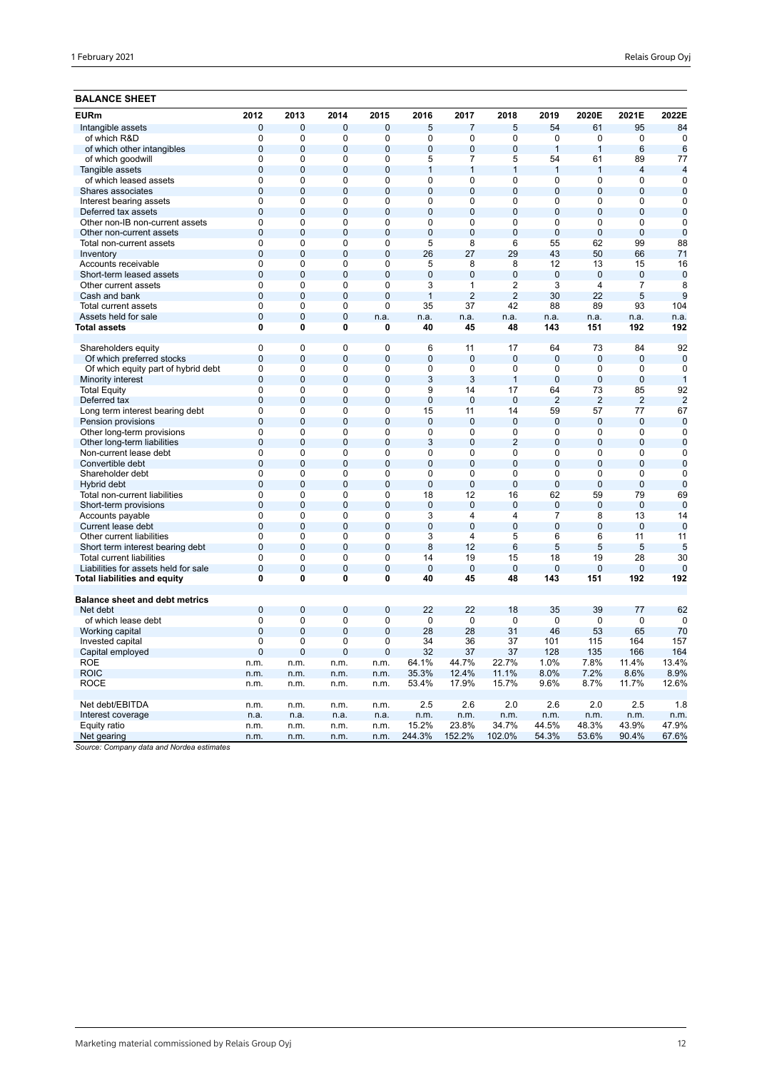## BALANCE SHEET

| EURm | 2012 | 2013 | 2014 | 2015 | 2016 | 2017 | 2018 | 2019 | 2020E | 2021E | 2022E |
|---|---|---|---|---|---|---|---|---|---|---|---|
| Intangible assets | 0 | 0 | 0 | 0 | 5 | 7 | 5 | 54 | 61 | 95 | 84 |
| of which R&D | 0 | 0 | 0 | 0 | 0 | 0 | 0 | 0 | 0 | 0 | 0 |
| of which other intangibles | 0 | 0 | 0 | 0 | 0 | 0 | 0 | 1 | 1 | 6 | 6 |
| of which goodwill | 0 | 0 | 0 | 0 | 5 | 7 | 5 | 54 | 61 | 89 | 77 |
| Tangible assets | 0 | 0 | 0 | 0 | 1 | 1 | 1 | 1 | 1 | 4 | 4 |
| of which leased assets | 0 | 0 | 0 | 0 | 0 | 0 | 0 | 0 | 0 | 0 | 0 |
| Shares associates | 0 | 0 | 0 | 0 | 0 | 0 | 0 | 0 | 0 | 0 | 0 |
| Interest bearing assets | 0 | 0 | 0 | 0 | 0 | 0 | 0 | 0 | 0 | 0 | 0 |
| Deferred tax assets | 0 | 0 | 0 | 0 | 0 | 0 | 0 | 0 | 0 | 0 | 0 |
| Other non-IB non-current assets | 0 | 0 | 0 | 0 | 0 | 0 | 0 | 0 | 0 | 0 | 0 |
| Other non-current assets | 0 | 0 | 0 | 0 | 0 | 0 | 0 | 0 | 0 | 0 | 0 |
| Total non-current assets | 0 | 0 | 0 | 0 | 5 | 8 | 6 | 55 | 62 | 99 | 88 |
| Inventory | 0 | 0 | 0 | 0 | 26 | 27 | 29 | 43 | 50 | 66 | 71 |
| Accounts receivable | 0 | 0 | 0 | 0 | 5 | 8 | 8 | 12 | 13 | 15 | 16 |
| Short-term leased assets | 0 | 0 | 0 | 0 | 0 | 0 | 0 | 0 | 0 | 0 | 0 |
| Other current assets | 0 | 0 | 0 | 0 | 3 | 1 | 2 | 3 | 4 | 7 | 8 |
| Cash and bank | 0 | 0 | 0 | 0 | 1 | 2 | 2 | 30 | 22 | 5 | 9 |
| Total current assets | 0 | 0 | 0 | 0 | 35 | 37 | 42 | 88 | 89 | 93 | 104 |
| Assets held for sale | 0 | 0 | 0 | n.a. | n.a. | n.a. | n.a. | n.a. | n.a. | n.a. | n.a. |
| **Total assets** | **0** | **0** | **0** | **0** | **40** | **45** | **48** | **143** | **151** | **192** | **192** |
| | | | | | | | | | | | |
| Shareholders equity | 0 | 0 | 0 | 0 | 6 | 11 | 17 | 64 | 73 | 84 | 92 |
| Of which preferred stocks | 0 | 0 | 0 | 0 | 0 | 0 | 0 | 0 | 0 | 0 | 0 |
| Of which equity part of hybrid debt | 0 | 0 | 0 | 0 | 0 | 0 | 0 | 0 | 0 | 0 | 0 |
| Minority interest | 0 | 0 | 0 | 0 | 3 | 3 | 1 | 0 | 0 | 0 | 1 |
| Total Equity | 0 | 0 | 0 | 0 | 9 | 14 | 17 | 64 | 73 | 85 | 92 |
| Deferred tax | 0 | 0 | 0 | 0 | 0 | 0 | 0 | 2 | 2 | 2 | 2 |
| Long term interest bearing debt | 0 | 0 | 0 | 0 | 15 | 11 | 14 | 59 | 57 | 77 | 67 |
| Pension provisions | 0 | 0 | 0 | 0 | 0 | 0 | 0 | 0 | 0 | 0 | 0 |
| Other long-term provisions | 0 | 0 | 0 | 0 | 0 | 0 | 0 | 0 | 0 | 0 | 0 |
| Other long-term liabilities | 0 | 0 | 0 | 0 | 3 | 0 | 2 | 0 | 0 | 0 | 0 |
| Non-current lease debt | 0 | 0 | 0 | 0 | 0 | 0 | 0 | 0 | 0 | 0 | 0 |
| Convertible debt | 0 | 0 | 0 | 0 | 0 | 0 | 0 | 0 | 0 | 0 | 0 |
| Shareholder debt | 0 | 0 | 0 | 0 | 0 | 0 | 0 | 0 | 0 | 0 | 0 |
| Hybrid debt | 0 | 0 | 0 | 0 | 0 | 0 | 0 | 0 | 0 | 0 | 0 |
| Total non-current liabilities | 0 | 0 | 0 | 0 | 18 | 12 | 16 | 62 | 59 | 79 | 69 |
| Short-term provisions | 0 | 0 | 0 | 0 | 0 | 0 | 0 | 0 | 0 | 0 | 0 |
| Accounts payable | 0 | 0 | 0 | 0 | 3 | 4 | 4 | 7 | 8 | 13 | 14 |
| Current lease debt | 0 | 0 | 0 | 0 | 0 | 0 | 0 | 0 | 0 | 0 | 0 |
| Other current liabilities | 0 | 0 | 0 | 0 | 3 | 4 | 5 | 6 | 6 | 11 | 11 |
| Short term interest bearing debt | 0 | 0 | 0 | 0 | 8 | 12 | 6 | 5 | 5 | 5 | 5 |
| Total current liabilities | 0 | 0 | 0 | 0 | 14 | 19 | 15 | 18 | 19 | 28 | 30 |
| Liabilities for assets held for sale | 0 | 0 | 0 | 0 | 0 | 0 | 0 | 0 | 0 | 0 | 0 |
| **Total liabilities and equity** | **0** | **0** | **0** | **0** | **40** | **45** | **48** | **143** | **151** | **192** | **192** |
| | | | | | | | | | | | |
| **Balance sheet and debt metrics** | | | | | | | | | | | |
| Net debt | 0 | 0 | 0 | 0 | 22 | 22 | 18 | 35 | 39 | 77 | 62 |
| of which lease debt | 0 | 0 | 0 | 0 | 0 | 0 | 0 | 0 | 0 | 0 | 0 |
| Working capital | 0 | 0 | 0 | 0 | 28 | 28 | 31 | 46 | 53 | 65 | 70 |
| Invested capital | 0 | 0 | 0 | 0 | 34 | 36 | 37 | 101 | 115 | 164 | 157 |
| Capital employed | 0 | 0 | 0 | 0 | 32 | 37 | 37 | 128 | 135 | 166 | 164 |
| ROE | n.m. | n.m. | n.m. | n.m. | 64.1% | 44.7% | 22.7% | 1.0% | 7.8% | 11.4% | 13.4% |
| ROIC | n.m. | n.m. | n.m. | n.m. | 35.3% | 12.4% | 11.1% | 8.0% | 7.2% | 8.6% | 8.9% |
| ROCE | n.m. | n.m. | n.m. | n.m. | 53.4% | 17.9% | 15.7% | 9.6% | 8.7% | 11.7% | 12.6% |
| | | | | | | | | | | | |
| Net debt/EBITDA | n.m. | n.m. | n.m. | n.m. | 2.5 | 2.6 | 2.0 | 2.6 | 2.0 | 2.5 | 1.8 |
| Interest coverage | n.a. | n.a. | n.a. | n.a. | n.m. | n.m. | n.m. | n.m. | n.m. | n.m. | n.m. |
| Equity ratio | n.m. | n.m. | n.m. | n.m. | 15.2% | 23.8% | 34.7% | 44.5% | 48.3% | 43.9% | 47.9% |
| Net gearing | n.m. | n.m. | n.m. | n.m. | 244.3% | 152.2% | 102.0% | 54.3% | 53.6% | 90.4% | 67.6% |

*Source: Company data and Nordea estimates*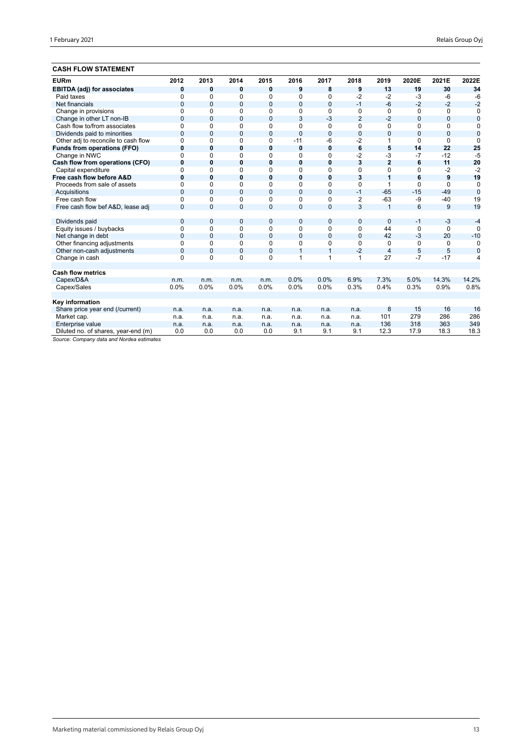## CASH FLOW STATEMENT

| EURm | 2012 | 2013 | 2014 | 2015 | 2016 | 2017 | 2018 | 2019 | 2020E | 2021E | 2022E |
|---|---|---|---|---|---|---|---|---|---|---|---|
| **EBITDA (adj) for associates** | **0** | **0** | **0** | **0** | **9** | **8** | **9** | **13** | **19** | **30** | **34** |
| Paid taxes | 0 | 0 | 0 | 0 | 0 | 0 | -2 | -2 | -3 | -6 | -6 |
| Net financials | 0 | 0 | 0 | 0 | 0 | 0 | -1 | -6 | -2 | -2 | -2 |
| Change in provisions | 0 | 0 | 0 | 0 | 0 | 0 | 0 | 0 | 0 | 0 | 0 |
| Change in other LT non-IB | 0 | 0 | 0 | 0 | 3 | -3 | 2 | -2 | 0 | 0 | 0 |
| Cash flow to/from associates | 0 | 0 | 0 | 0 | 0 | 0 | 0 | 0 | 0 | 0 | 0 |
| Dividends paid to minorities | 0 | 0 | 0 | 0 | 0 | 0 | 0 | 0 | 0 | 0 | 0 |
| Other adj to reconcile to cash flow | 0 | 0 | 0 | 0 | -11 | -6 | -2 | 1 | 0 | 0 | 0 |
| **Funds from operations (FFO)** | **0** | **0** | **0** | **0** | **0** | **0** | **6** | **5** | **14** | **22** | **25** |
| Change in NWC | 0 | 0 | 0 | 0 | 0 | 0 | -2 | -3 | -7 | -12 | -5 |
| **Cash flow from operations (CFO)** | **0** | **0** | **0** | **0** | **0** | **0** | **3** | **2** | **6** | **11** | **20** |
| Capital expenditure | 0 | 0 | 0 | 0 | 0 | 0 | 0 | 0 | 0 | -2 | -2 |
| **Free cash flow before A&D** | **0** | **0** | **0** | **0** | **0** | **0** | **3** | **1** | **6** | **9** | **19** |
| Proceeds from sale of assets | 0 | 0 | 0 | 0 | 0 | 0 | 0 | 1 | 0 | 0 | 0 |
| Acquisitions | 0 | 0 | 0 | 0 | 0 | 0 | -1 | -65 | -15 | -49 | 0 |
| Free cash flow | 0 | 0 | 0 | 0 | 0 | 0 | 2 | -63 | -9 | -40 | 19 |
| Free cash flow bef A&D, lease adj | 0 | 0 | 0 | 0 | 0 | 0 | 3 | 1 | 6 | 9 | 19 |
| | | | | | | | | | | | |
| Dividends paid | 0 | 0 | 0 | 0 | 0 | 0 | 0 | 0 | -1 | -3 | -4 |
| Equity issues / buybacks | 0 | 0 | 0 | 0 | 0 | 0 | 0 | 44 | 0 | 0 | 0 |
| Net change in debt | 0 | 0 | 0 | 0 | 0 | 0 | 0 | 42 | -3 | 20 | -10 |
| Other financing adjustments | 0 | 0 | 0 | 0 | 0 | 0 | 0 | 0 | 0 | 0 | 0 |
| Other non-cash adjustments | 0 | 0 | 0 | 0 | 1 | 1 | -2 | 4 | 5 | 5 | 0 |
| Change in cash | 0 | 0 | 0 | 0 | 1 | 1 | 1 | 27 | -7 | -17 | 4 |
| | | | | | | | | | | | |
| **Cash flow metrics** | | | | | | | | | | | |
| Capex/D&A | n.m. | n.m. | n.m. | n.m. | 0.0% | 0.0% | 6.9% | 7.3% | 5.0% | 14.3% | 14.2% |
| Capex/Sales | 0.0% | 0.0% | 0.0% | 0.0% | 0.0% | 0.0% | 0.3% | 0.4% | 0.3% | 0.9% | 0.8% |
| | | | | | | | | | | | |
| **Key information** | | | | | | | | | | | |
| Share price year end (/current) | n.a. | n.a. | n.a. | n.a. | n.a. | n.a. | n.a. | 8 | 15 | 16 | 16 |
| Market cap. | n.a. | n.a. | n.a. | n.a. | n.a. | n.a. | n.a. | 101 | 279 | 286 | 286 |
| Enterprise value | n.a. | n.a. | n.a. | n.a. | n.a. | n.a. | n.a. | 136 | 318 | 363 | 349 |
| Diluted no. of shares, year-end (m) | 0.0 | 0.0 | 0.0 | 0.0 | 9.1 | 9.1 | 9.1 | 12.3 | 17.9 | 18.3 | 18.3 |

*Source: Company data and Nordea estimates*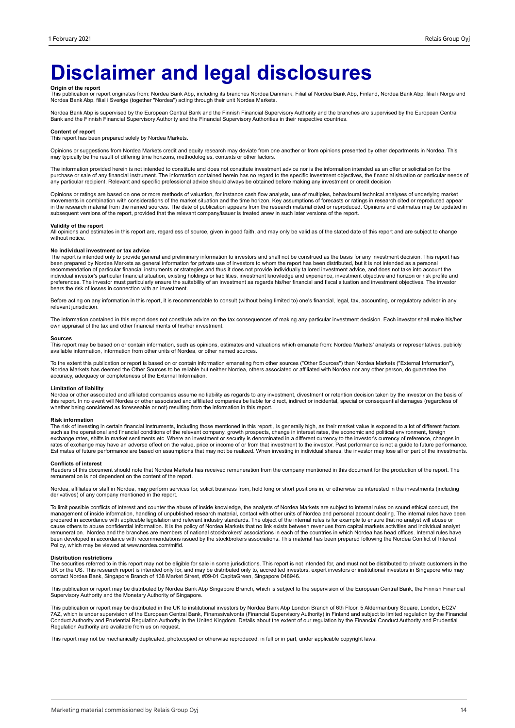# Disclaimer and legal disclosures

**Origin of the report**

This publication or report originates from: Nordea Bank Abp, including its branches Nordea Danmark, Filial af Nordea Bank Abp, Finland, Nordea Bank Abp, filial i Norge and Nordea Bank Abp, filial i Sverige (together "Nordea") acting through their unit Nordea Markets.

Nordea Bank Abp is supervised by the European Central Bank and the Finnish Financial Supervisory Authority and the branches are supervised by the European Central Bank and the Finnish Financial Supervisory Authority and the Financial Supervisory Authorities in their respective countries.

**Content of report**

This report has been prepared solely by Nordea Markets.

Opinions or suggestions from Nordea Markets credit and equity research may deviate from one another or from opinions presented by other departments in Nordea. This may typically be the result of differing time horizons, methodologies, contexts or other factors.

The information provided herein is not intended to constitute and does not constitute investment advice nor is the information intended as an offer or solicitation for the purchase or sale of any financial instrument. The information contained herein has no regard to the specific investment objectives, the financial situation or particular needs of any particular recipient. Relevant and specific professional advice should always be obtained before making any investment or credit decision

Opinions or ratings are based on one or more methods of valuation, for instance cash flow analysis, use of multiples, behavioural technical analyses of underlying market movements in combination with considerations of the market situation and the time horizon. Key assumptions of forecasts or ratings in research cited or reproduced appear in the research material from the named sources. The date of publication appears from the research material cited or reproduced. Opinions and estimates may be updated in subsequent versions of the report, provided that the relevant company/issuer is treated anew in such later versions of the report.

**Validity of the report**

All opinions and estimates in this report are, regardless of source, given in good faith, and may only be valid as of the stated date of this report and are subject to change without notice.

**No individual investment or tax advice**

The report is intended only to provide general and preliminary information to investors and shall not be construed as the basis for any investment decision. This report has been prepared by Nordea Markets as general information for private use of investors to whom the report has been distributed, but it is not intended as a personal recommendation of particular financial instruments or strategies and thus it does not provide individually tailored investment advice, and does not take into account the individual investor's particular financial situation, existing holdings or liabilities, investment knowledge and experience, investment objective and horizon or risk profile and preferences. The investor must particularly ensure the suitability of an investment as regards his/her financial and fiscal situation and investment objectives. The investor bears the risk of losses in connection with an investment.

Before acting on any information in this report, it is recommendable to consult (without being limited to) one's financial, legal, tax, accounting, or regulatory advisor in any relevant jurisdiction.

The information contained in this report does not constitute advice on the tax consequences of making any particular investment decision. Each investor shall make his/her own appraisal of the tax and other financial merits of his/her investment.

**Sources**

This report may be based on or contain information, such as opinions, estimates and valuations which emanate from: Nordea Markets' analysts or representatives, publicly available information, information from other units of Nordea, or other named sources.

To the extent this publication or report is based on or contain information emanating from other sources ("Other Sources") than Nordea Markets ("External Information"), Nordea Markets has deemed the Other Sources to be reliable but neither Nordea, others associated or affiliated with Nordea nor any other person, do guarantee the accuracy, adequacy or completeness of the External Information.

**Limitation of liability**

Nordea or other associated and affiliated companies assume no liability as regards to any investment, divestment or retention decision taken by the investor on the basis of this report. In no event will Nordea or other associated and affiliated companies be liable for direct, indirect or incidental, special or consequential damages (regardless of whether being considered as foreseeable or not) resulting from the information in this report.

**Risk information**

The risk of investing in certain financial instruments, including those mentioned in this report , is generally high, as their market value is exposed to a lot of different factors such as the operational and financial conditions of the relevant company, growth prospects, change in interest rates, the economic and political environment, foreign exchange rates, shifts in market sentiments etc. Where an investment or security is denominated in a different currency to the investor's currency of reference, changes in rates of exchange may have an adverse effect on the value, price or income of or from that investment to the investor. Past performance is not a guide to future performance. Estimates of future performance are based on assumptions that may not be realized. When investing in individual shares, the investor may lose all or part of the investments.

**Conflicts of interest**

Readers of this document should note that Nordea Markets has received remuneration from the company mentioned in this document for the production of the report. The remuneration is not dependent on the content of the report.

Nordea, affiliates or staff in Nordea, may perform services for, solicit business from, hold long or short positions in, or otherwise be interested in the investments (including derivatives) of any company mentioned in the report.

To limit possible conflicts of interest and counter the abuse of inside knowledge, the analysts of Nordea Markets are subject to internal rules on sound ethical conduct, the management of inside information, handling of unpublished research material, contact with other units of Nordea and personal account dealing. The internal rules have been prepared in accordance with applicable legislation and relevant industry standards. The object of the internal rules is for example to ensure that no analyst will abuse or cause others to abuse confidential information. It is the policy of Nordea Markets that no link exists between revenues from capital markets activities and individual analyst remuneration. Nordea and the branches are members of national stockbrokers' associations in each of the countries in which Nordea has head offices. Internal rules have been developed in accordance with recommendations issued by the stockbrokers associations. This material has been prepared following the Nordea Conflict of Interest Policy, which may be viewed at www.nordea.com/mifid.

**Distribution restrictions**

The securities referred to in this report may not be eligible for sale in some jurisdictions. This report is not intended for, and must not be distributed to private customers in the UK or the US. This research report is intended only for, and may be distributed only to, accredited investors, expert investors or institutional investors in Singapore who may contact Nordea Bank, Singapore Branch of 138 Market Street, #09-01 CapitaGreen, Singapore 048946.

This publication or report may be distributed by Nordea Bank Abp Singapore Branch, which is subject to the supervision of the European Central Bank, the Finnish Financial Supervisory Authority and the Monetary Authority of Singapore.

This publication or report may be distributed in the UK to institutional investors by Nordea Bank Abp London Branch of 6th Floor, 5 Aldermanbury Square, London, EC2V 7AZ, which is under supervision of the European Central Bank, Finanssivalvonta (Financial Supervisory Authority) in Finland and subject to limited regulation by the Financial Conduct Authority and Prudential Regulation Authority in the United Kingdom. Details about the extent of our regulation by the Financial Conduct Authority and Prudential Regulation Authority are available from us on request.

This report may not be mechanically duplicated, photocopied or otherwise reproduced, in full or in part, under applicable copyright laws.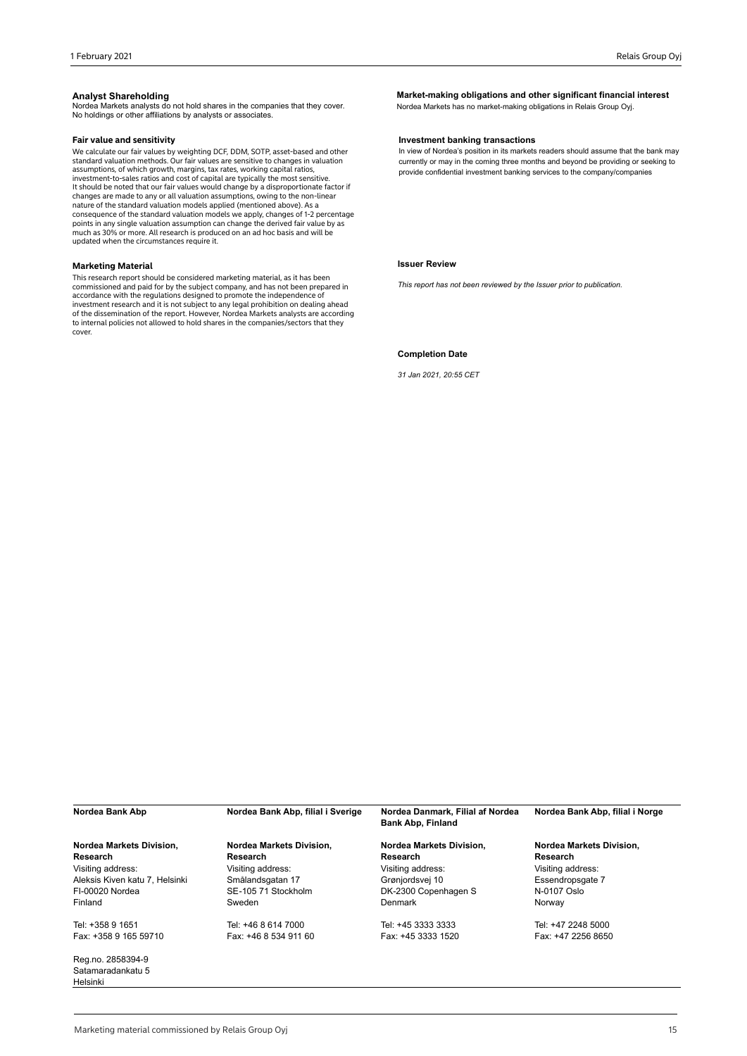### Analyst Shareholding

Nordea Markets analysts do not hold shares in the companies that they cover. No holdings or other affiliations by analysts or associates.

### Fair value and sensitivity

We calculate our fair values by weighting DCF, DDM, SOTP, asset-based and other standard valuation methods. Our fair values are sensitive to changes in valuation assumptions, of which growth, margins, tax rates, working capital ratios, investment-to-sales ratios and cost of capital are typically the most sensitive. It should be noted that our fair values would change by a disproportionate factor if changes are made to any or all valuation assumptions, owing to the non-linear nature of the standard valuation models applied (mentioned above). As a consequence of the standard valuation models we apply, changes of 1-2 percentage points in any single valuation assumption can change the derived fair value by as much as 30% or more. All research is produced on an ad hoc basis and will be updated when the circumstances require it.

### Marketing Material

This research report should be considered marketing material, as it has been commissioned and paid for by the subject company, and has not been prepared in accordance with the regulations designed to promote the independence of investment research and it is not subject to any legal prohibition on dealing ahead of the dissemination of the report. However, Nordea Markets analysts are according to internal policies not allowed to hold shares in the companies/sectors that they cover.

### Market-making obligations and other significant financial interest

Nordea Markets has no market-making obligations in Relais Group Oyj.

### Investment banking transactions

In view of Nordea's position in its markets readers should assume that the bank may currently or may in the coming three months and beyond be providing or seeking to provide confidential investment banking services to the company/companies

### Issuer Review

*This report has not been reviewed by the Issuer prior to publication.*

### Completion Date

*31 Jan 2021, 20:55 CET*

| Nordea Bank Abp | Nordea Bank Abp, filial i Sverige | Nordea Danmark, Filial af Nordea Bank Abp, Finland | Nordea Bank Abp, filial i Norge |
|---|---|---|---|
| **Nordea Markets Division, Research** | **Nordea Markets Division, Research** | **Nordea Markets Division, Research** | **Nordea Markets Division, Research** |
| Visiting address: | Visiting address: | Visiting address: | Visiting address: |
| Aleksis Kiven katu 7, Helsinki | Smålandsgatan 17 | Grønjordsvej 10 | Essendropsgate 7 |
| FI-00020 Nordea | SE-105 71 Stockholm | DK-2300 Copenhagen S | N-0107 Oslo |
| Finland | Sweden | Denmark | Norway |
| Tel: +358 9 1651 | Tel: +46 8 614 7000 | Tel: +45 3333 3333 | Tel: +47 2248 5000 |
| Fax: +358 9 165 59710 | Fax: +46 8 534 911 60 | Fax: +45 3333 1520 | Fax: +47 2256 8650 |
| Reg.no. 2858394-9 | | | |
| Satamaradankatu 5 | | | |
| Helsinki | | | |